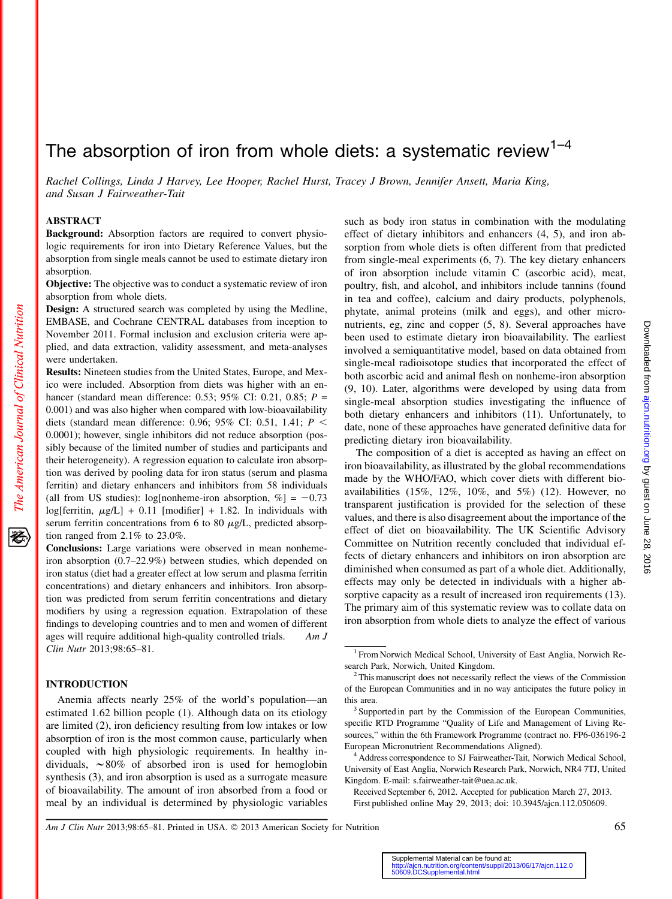# The absorption of iron from whole diets: a systematic review[1–4]

*Rachel Collings, Linda J Harvey, Lee Hooper, Rachel Hurst, Tracey J Brown, Jennifer Ansett, Maria King, and Susan J Fairweather-Tait*

## ABSTRACT

**Background:** Absorption factors are required to convert physiologic requirements for iron into Dietary Reference Values, but the absorption from single meals cannot be used to estimate dietary iron absorption.

**Objective:** The objective was to conduct a systematic review of iron absorption from whole diets.

**Design:** A structured search was completed by using the Medline, EMBASE, and Cochrane CENTRAL databases from inception to November 2011. Formal inclusion and exclusion criteria were applied, and data extraction, validity assessment, and meta-analyses were undertaken.

**Results:** Nineteen studies from the United States, Europe, and Mexico were included. Absorption from diets was higher with an enhancer (standard mean difference: 0.53; 95% CI: 0.21, 0.85; $P$ = 0.001) and was also higher when compared with low-bioavailability diets (standard mean difference: 0.96; 95% CI: 0.51, 1.41; $P$ < 0.0001); however, single inhibitors did not reduce absorption (possibly because of the limited number of studies and participants and their heterogeneity). A regression equation to calculate iron absorption was derived by pooling data for iron status (serum and plasma ferritin) and dietary enhancers and inhibitors from 58 individuals (all from US studies): log[nonheme-iron absorption, %] = −0.73 log[ferritin, μg/L] + 0.11 [modifier] + 1.82. In individuals with serum ferritin concentrations from 6 to 80 μg/L, predicted absorption ranged from 2.1% to 23.0%.

**Conclusions:** Large variations were observed in mean nonheme-iron absorption (0.7–22.9%) between studies, which depended on iron status (diet had a greater effect at low serum and plasma ferritin concentrations) and dietary enhancers and inhibitors. Iron absorption was predicted from serum ferritin concentrations and dietary modifiers by using a regression equation. Extrapolation of these findings to developing countries and to men and women of different ages will require additional high-quality controlled trials. *Am J Clin Nutr* 2013;98:65–81.

## INTRODUCTION

Anemia affects nearly 25% of the world's population—an estimated 1.62 billion people (1). Although data on its etiology are limited (2), iron deficiency resulting from low intakes or low absorption of iron is the most common cause, particularly when coupled with high physiologic requirements. In healthy individuals, ∼80% of absorbed iron is used for hemoglobin synthesis (3), and iron absorption is used as a surrogate measure of bioavailability. The amount of iron absorbed from a food or meal by an individual is determined by physiologic variables such as body iron status in combination with the modulating effect of dietary inhibitors and enhancers (4, 5), and iron absorption from whole diets is often different from that predicted from single-meal experiments (6, 7). The key dietary enhancers of iron absorption include vitamin C (ascorbic acid), meat, poultry, fish, and alcohol, and inhibitors include tannins (found in tea and coffee), calcium and dairy products, polyphenols, phytate, animal proteins (milk and eggs), and other micronutrients, eg, zinc and copper (5, 8). Several approaches have been used to estimate dietary iron bioavailability. The earliest involved a semiquantitative model, based on data obtained from single-meal radioisotope studies that incorporated the effect of both ascorbic acid and animal flesh on nonheme-iron absorption (9, 10). Later, algorithms were developed by using data from single-meal absorption studies investigating the influence of both dietary enhancers and inhibitors (11). Unfortunately, to date, none of these approaches have generated definitive data for predicting dietary iron bioavailability.

The composition of a diet is accepted as having an effect on iron bioavailability, as illustrated by the global recommendations made by the WHO/FAO, which cover diets with different bioavailabilities (15%, 12%, 10%, and 5%) (12). However, no transparent justification is provided for the selection of these values, and there is also disagreement about the importance of the effect of diet on bioavailability. The UK Scientific Advisory Committee on Nutrition recently concluded that individual effects of dietary enhancers and inhibitors on iron absorption are diminished when consumed as part of a whole diet. Additionally, effects may only be detected in individuals with a higher absorptive capacity as a result of increased iron requirements (13). The primary aim of this systematic review was to collate data on iron absorption from whole diets to analyze the effect of various

[1] From Norwich Medical School, University of East Anglia, Norwich Research Park, Norwich, United Kingdom.

[2] This manuscript does not necessarily reflect the views of the Commission of the European Communities and in no way anticipates the future policy in this area.

[3] Supported in part by the Commission of the European Communities, specific RTD Programme "Quality of Life and Management of Living Resources," within the 6th Framework Programme (contract no. FP6-036196-2 European Micronutrient Recommendations Aligned).

[4] Address correspondence to SJ Fairweather-Tait, Norwich Medical School, University of East Anglia, Norwich Research Park, Norwich, NR4 7TJ, United Kingdom. E-mail: s.fairweather-tait@uea.ac.uk.

Received September 6, 2012. Accepted for publication March 27, 2013.

First published online May 29, 2013; doi: 10.3945/ajcn.112.050609.

Supplemental Material can be found at: http://ajcn.nutrition.org/content/suppl/2013/06/17/ajcn.112.050609.DCSupplemental.html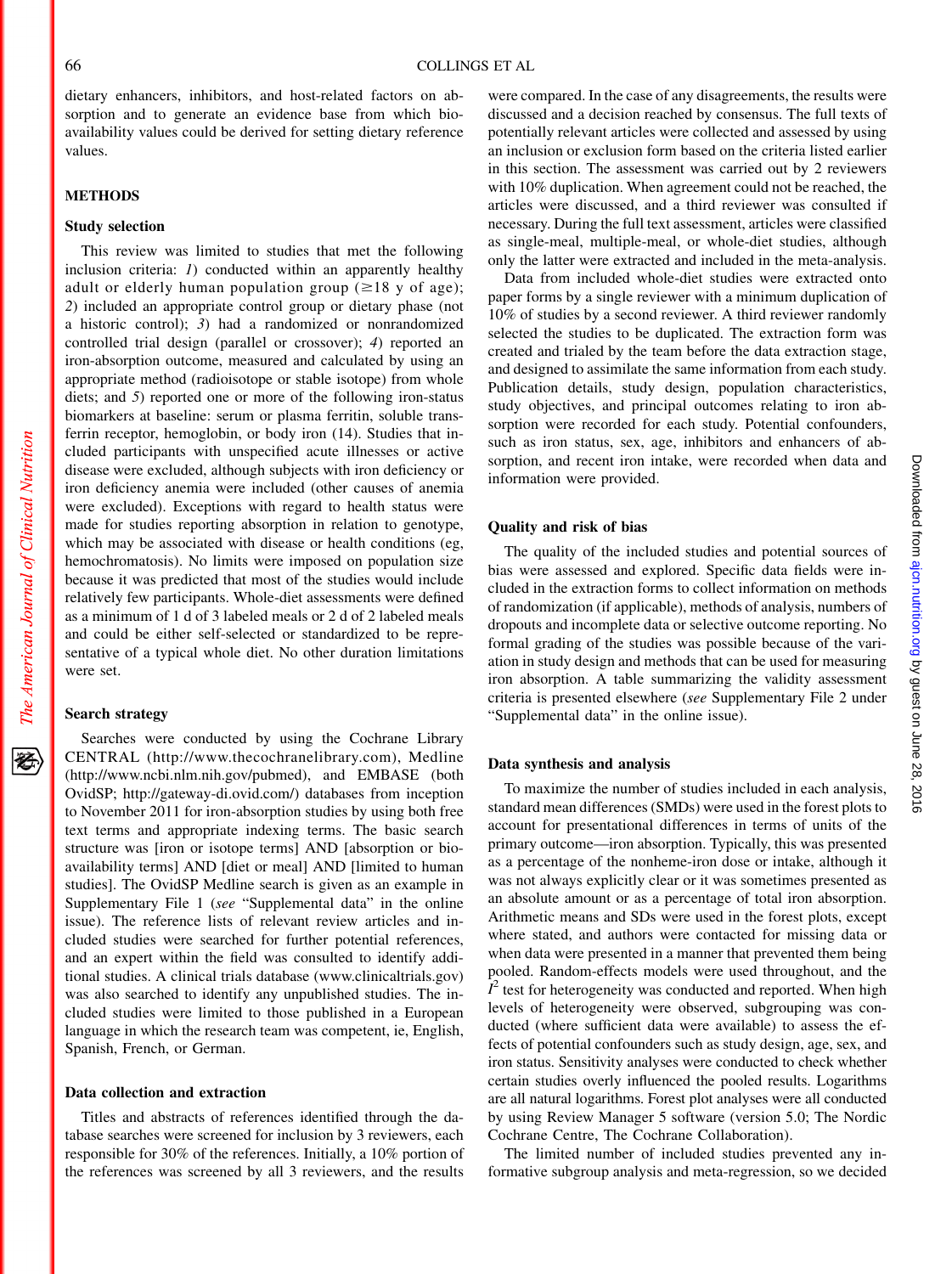dietary enhancers, inhibitors, and host-related factors on absorption and to generate an evidence base from which bioavailability values could be derived for setting dietary reference values.

## METHODS

### Study selection

This review was limited to studies that met the following inclusion criteria: *1*) conducted within an apparently healthy adult or elderly human population group (≥18 y of age); *2*) included an appropriate control group or dietary phase (not a historic control); *3*) had a randomized or nonrandomized controlled trial design (parallel or crossover); *4*) reported an iron-absorption outcome, measured and calculated by using an appropriate method (radioisotope or stable isotope) from whole diets; and *5*) reported one or more of the following iron-status biomarkers at baseline: serum or plasma ferritin, soluble transferrin receptor, hemoglobin, or body iron (14). Studies that included participants with unspecified acute illnesses or active disease were excluded, although subjects with iron deficiency or iron deficiency anemia were included (other causes of anemia were excluded). Exceptions with regard to health status were made for studies reporting absorption in relation to genotype, which may be associated with disease or health conditions (eg, hemochromatosis). No limits were imposed on population size because it was predicted that most of the studies would include relatively few participants. Whole-diet assessments were defined as a minimum of 1 d of 3 labeled meals or 2 d of 2 labeled meals and could be either self-selected or standardized to be representative of a typical whole diet. No other duration limitations were set.

### Search strategy

Searches were conducted by using the Cochrane Library CENTRAL (http://www.thecochranelibrary.com), Medline (http://www.ncbi.nlm.nih.gov/pubmed), and EMBASE (both OvidSP; http://gateway-di.ovid.com/) databases from inception to November 2011 for iron-absorption studies by using both free text terms and appropriate indexing terms. The basic search structure was [iron or isotope terms] AND [absorption or bioavailability terms] AND [diet or meal] AND [limited to human studies]. The OvidSP Medline search is given as an example in Supplementary File 1 (*see* "Supplemental data" in the online issue). The reference lists of relevant review articles and included studies were searched for further potential references, and an expert within the field was consulted to identify additional studies. A clinical trials database (www.clinicaltrials.gov) was also searched to identify any unpublished studies. The included studies were limited to those published in a European language in which the research team was competent, ie, English, Spanish, French, or German.

### Data collection and extraction

Titles and abstracts of references identified through the database searches were screened for inclusion by 3 reviewers, each responsible for 30% of the references. Initially, a 10% portion of the references was screened by all 3 reviewers, and the results were compared. In the case of any disagreements, the results were discussed and a decision reached by consensus. The full texts of potentially relevant articles were collected and assessed by using an inclusion or exclusion form based on the criteria listed earlier in this section. The assessment was carried out by 2 reviewers with 10% duplication. When agreement could not be reached, the articles were discussed, and a third reviewer was consulted if necessary. During the full text assessment, articles were classified as single-meal, multiple-meal, or whole-diet studies, although only the latter were extracted and included in the meta-analysis.

Data from included whole-diet studies were extracted onto paper forms by a single reviewer with a minimum duplication of 10% of studies by a second reviewer. A third reviewer randomly selected the studies to be duplicated. The extraction form was created and trialed by the team before the data extraction stage, and designed to assimilate the same information from each study. Publication details, study design, population characteristics, study objectives, and principal outcomes relating to iron absorption were recorded for each study. Potential confounders, such as iron status, sex, age, inhibitors and enhancers of absorption, and recent iron intake, were recorded when data and information were provided.

### Quality and risk of bias

The quality of the included studies and potential sources of bias were assessed and explored. Specific data fields were included in the extraction forms to collect information on methods of randomization (if applicable), methods of analysis, numbers of dropouts and incomplete data or selective outcome reporting. No formal grading of the studies was possible because of the variation in study design and methods that can be used for measuring iron absorption. A table summarizing the validity assessment criteria is presented elsewhere (*see* Supplementary File 2 under "Supplemental data" in the online issue).

### Data synthesis and analysis

To maximize the number of studies included in each analysis, standard mean differences (SMDs) were used in the forest plots to account for presentational differences in terms of units of the primary outcome—iron absorption. Typically, this was presented as a percentage of the nonheme-iron dose or intake, although it was not always explicitly clear or it was sometimes presented as an absolute amount or as a percentage of total iron absorption. Arithmetic means and SDs were used in the forest plots, except where stated, and authors were contacted for missing data or when data were presented in a manner that prevented them being pooled. Random-effects models were used throughout, and the $I^2$ test for heterogeneity was conducted and reported. When high levels of heterogeneity were observed, subgrouping was conducted (where sufficient data were available) to assess the effects of potential confounders such as study design, age, sex, and iron status. Sensitivity analyses were conducted to check whether certain studies overly influenced the pooled results. Logarithms are all natural logarithms. Forest plot analyses were all conducted by using Review Manager 5 software (version 5.0; The Nordic Cochrane Centre, The Cochrane Collaboration).

The limited number of included studies prevented any informative subgroup analysis and meta-regression, so we decided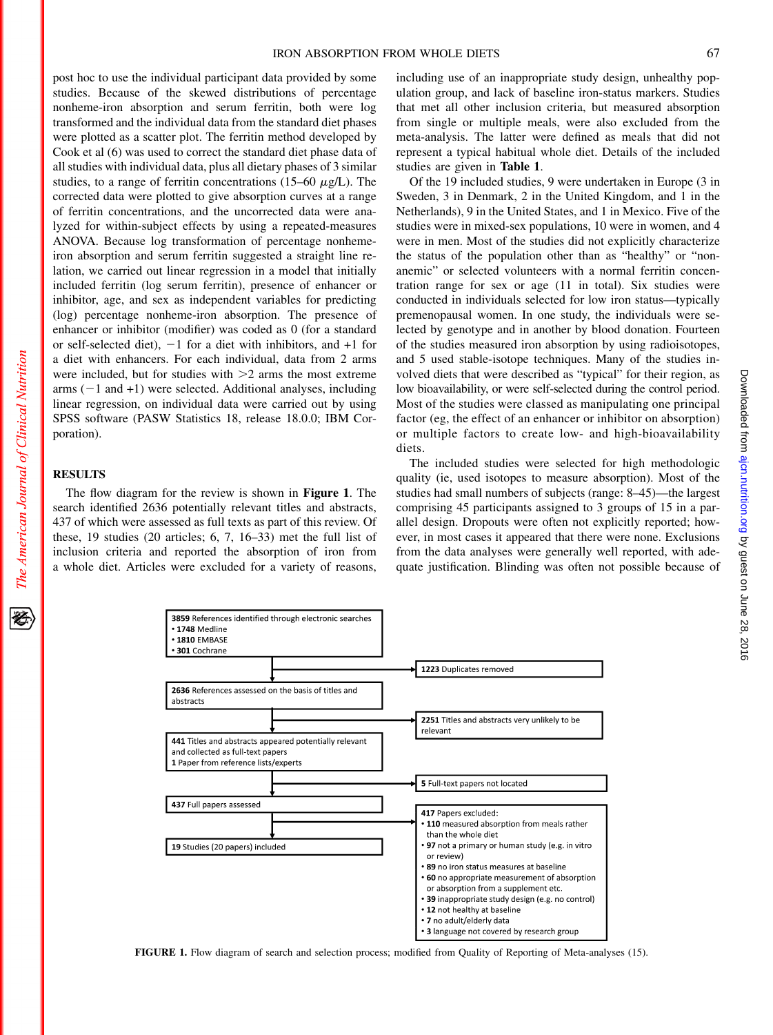post hoc to use the individual participant data provided by some studies. Because of the skewed distributions of percentage nonheme-iron absorption and serum ferritin, both were log transformed and the individual data from the standard diet phases were plotted as a scatter plot. The ferritin method developed by Cook et al (6) was used to correct the standard diet phase data of all studies with individual data, plus all dietary phases of 3 similar studies, to a range of ferritin concentrations (15–60 $\mu$g/L). The corrected data were plotted to give absorption curves at a range of ferritin concentrations, and the uncorrected data were analyzed for within-subject effects by using a repeated-measures ANOVA. Because log transformation of percentage nonheme-iron absorption and serum ferritin suggested a straight line relation, we carried out linear regression in a model that initially included ferritin (log serum ferritin), presence of enhancer or inhibitor, age, and sex as independent variables for predicting (log) percentage nonheme-iron absorption. The presence of enhancer or inhibitor (modifier) was coded as 0 (for a standard or self-selected diet), −1 for a diet with inhibitors, and +1 for a diet with enhancers. For each individual, data from 2 arms were included, but for studies with >2 arms the most extreme arms (−1 and +1) were selected. Additional analyses, including linear regression, on individual data were carried out by using SPSS software (PASW Statistics 18, release 18.0.0; IBM Corporation).

## RESULTS

The flow diagram for the review is shown in **Figure 1**. The search identified 2636 potentially relevant titles and abstracts, 437 of which were assessed as full texts as part of this review. Of these, 19 studies (20 articles; 6, 7, 16–33) met the full list of inclusion criteria and reported the absorption of iron from a whole diet. Articles were excluded for a variety of reasons, including use of an inappropriate study design, unhealthy population group, and lack of baseline iron-status markers. Studies that met all other inclusion criteria, but measured absorption from single or multiple meals, were also excluded from the meta-analysis. The latter were defined as meals that did not represent a typical habitual whole diet. Details of the included studies are given in **Table 1**.

Of the 19 included studies, 9 were undertaken in Europe (3 in Sweden, 3 in Denmark, 2 in the United Kingdom, and 1 in the Netherlands), 9 in the United States, and 1 in Mexico. Five of the studies were in mixed-sex populations, 10 were in women, and 4 were in men. Most of the studies did not explicitly characterize the status of the population other than as "healthy" or "nonanemic" or selected volunteers with a normal ferritin concentration range for sex or age (11 in total). Six studies were conducted in individuals selected for low iron status—typically premenopausal women. In one study, the individuals were selected by genotype and in another by blood donation. Fourteen of the studies measured iron absorption by using radioisotopes, and 5 used stable-isotope techniques. Many of the studies involved diets that were described as "typical" for their region, as low bioavailability, or were self-selected during the control period. Most of the studies were classed as manipulating one principal factor (eg, the effect of an enhancer or inhibitor on absorption) or multiple factors to create low- and high-bioavailability diets.

The included studies were selected for high methodologic quality (ie, used isotopes to measure absorption). Most of the studies had small numbers of subjects (range: 8–45)—the largest comprising 45 participants assigned to 3 groups of 15 in a parallel design. Dropouts were often not explicitly reported; however, in most cases it appeared that there were none. Exclusions from the data analyses were generally well reported, with adequate justification. Blinding was often not possible because of

**3859** References identified through electronic searches
- **1748** Medline
- **1810** EMBASE
- **301** Cochrane

→ **1223** Duplicates removed

**2636** References assessed on the basis of titles and abstracts

→ **2251** Titles and abstracts very unlikely to be relevant

**441** Titles and abstracts appeared potentially relevant and collected as full-text papers
**1** Paper from reference lists/experts

→ **5** Full-text papers not located

**437** Full papers assessed

→ **417** Papers excluded:
- **110** measured absorption from meals rather than the whole diet
- **97** not a primary or human study (e.g. in vitro or review)
- **89** no iron status measures at baseline
- **60** no appropriate measurement of absorption or absorption from a supplement etc.
- **39** inappropriate study design (e.g. no control)
- **12** not healthy at baseline
- **7** no adult/elderly data
- **3** language not covered by research group

**19** Studies (20 papers) included

**FIGURE 1.** Flow diagram of search and selection process; modified from Quality of Reporting of Meta-analyses (15).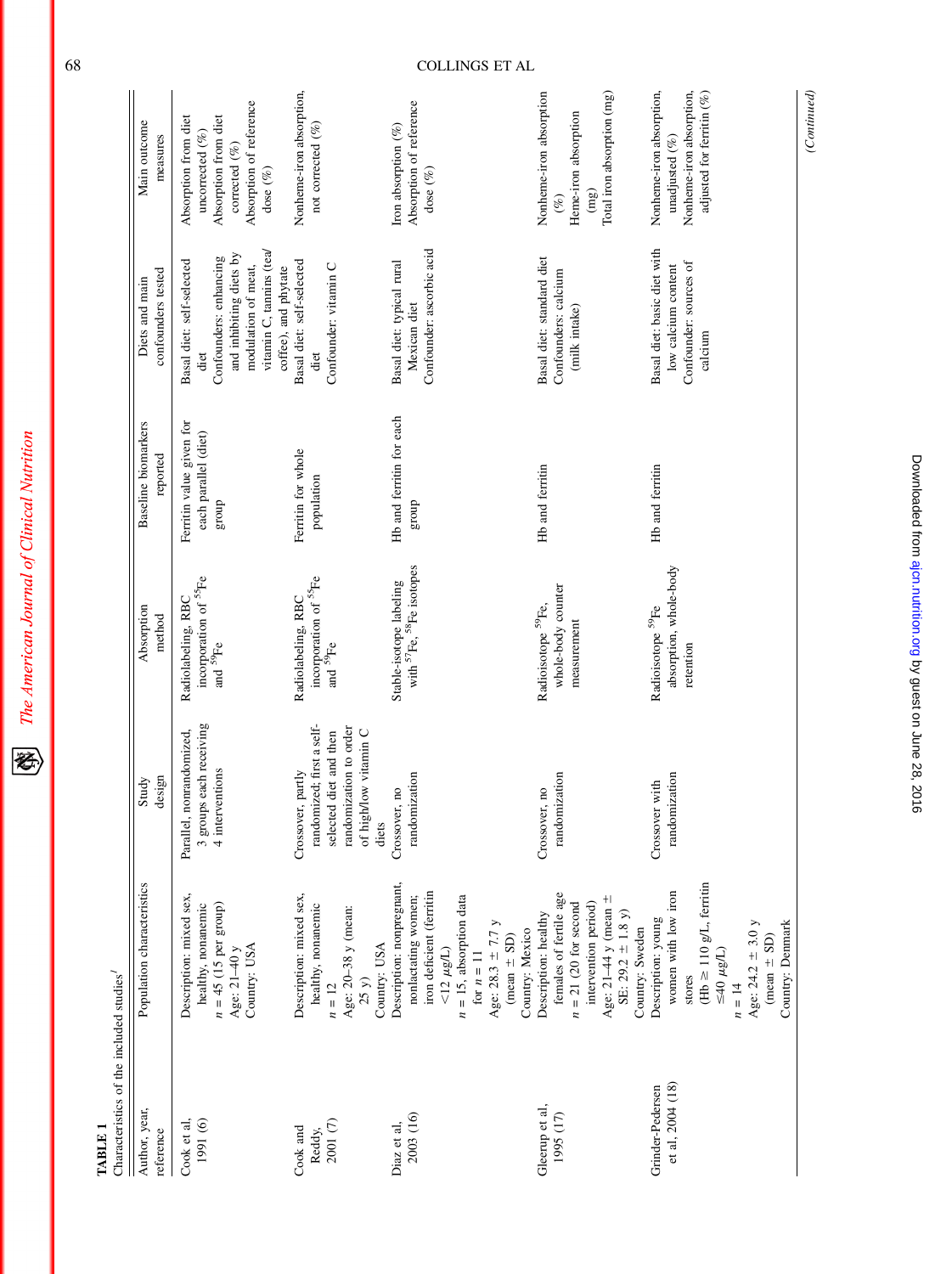**TABLE 1**

Characteristics of the included studies[1]

| Author, year, reference | Population characteristics | Study design | Absorption method | Baseline biomarkers reported | Diets and main confounders tested | Main outcome measures |
|---|---|---|---|---|---|---|
| Cook et al, 1991 (6) | Description: mixed sex, healthy, nonanemic<br>$n$ = 45 (15 per group)<br>Age: 21–40 y<br>Country: USA | Parallel, nonrandomized, 3 groups each receiving 4 interventions | Radiolabeling, RBC incorporation of $^{55}$Fe and $^{59}$Fe | Ferritin value given for each parallel (diet) group | Basal diet: self-selected diet<br>Confounders: enhancing and inhibiting diets by modulation of meat, vitamin C, tannins (tea/coffee), and phytate | Absorption from diet uncorrected (%)<br>Absorption from diet corrected (%)<br>Absorption of reference dose (%) |
| Cook and Reddy, 2001 (7) | Description: mixed sex, healthy, nonanemic<br>$n$ = 12<br>Age: 20–38 y (mean: 25 y)<br>Country: USA | Crossover, partly randomized; first a self-selected diet and then randomization to order of high/low vitamin C diets | Radiolabeling, RBC incorporation of $^{55}$Fe and $^{59}$Fe | Ferritin for whole population | Basal diet: self-selected diet<br>Confounder: vitamin C | Nonheme-iron absorption, not corrected (%) |
| Diaz et al, 2003 (16) | Description: nonpregnant, nonlactating women; iron deficient (ferritin <12 μg/L)<br>$n$ = 15, absorption data for $n$ = 11<br>Age: 28.3 ± 7.7 y (mean ± SD)<br>Country: Mexico | Crossover, no randomization | Stable-isotope labeling with $^{57}$Fe, $^{58}$Fe isotopes | Hb and ferritin for each group | Basal diet: typical rural Mexican diet<br>Confounder: ascorbic acid | Iron absorption (%)<br>Absorption of reference dose (%) |
| Gleerup et al, 1995 (17) | Description: healthy females of fertile age<br>$n$ = 21 (20 for second intervention period)<br>Age: 21–44 y (mean ± SE: 29.2 ± 1.8 y)<br>Country: Sweden | Crossover, no randomization | Radioisotope $^{59}$Fe, whole-body counter measurement | Hb and ferritin | Basal diet: standard diet<br>Confounders: calcium (milk intake) | Nonheme-iron absorption (%)<br>Heme-iron absorption (mg)<br>Total iron absorption (mg) |
| Grinder-Pedersen et al, 2004 (18) | Description: young women with low iron stores (Hb ≥ 110 g/L, ferritin ≤40 μg/L)<br>$n$ = 14<br>Age: 24.2 ± 3.0 y (mean ± SD)<br>Country: Denmark | Crossover with randomization | Radioisotope $^{59}$Fe absorption, whole-body retention | Hb and ferritin | Basal diet: basic diet with low calcium content<br>Confounder: sources of calcium | Nonheme-iron absorption, unadjusted (%)<br>Nonheme-iron absorption, adjusted for ferritin (%) |

*(Continued)*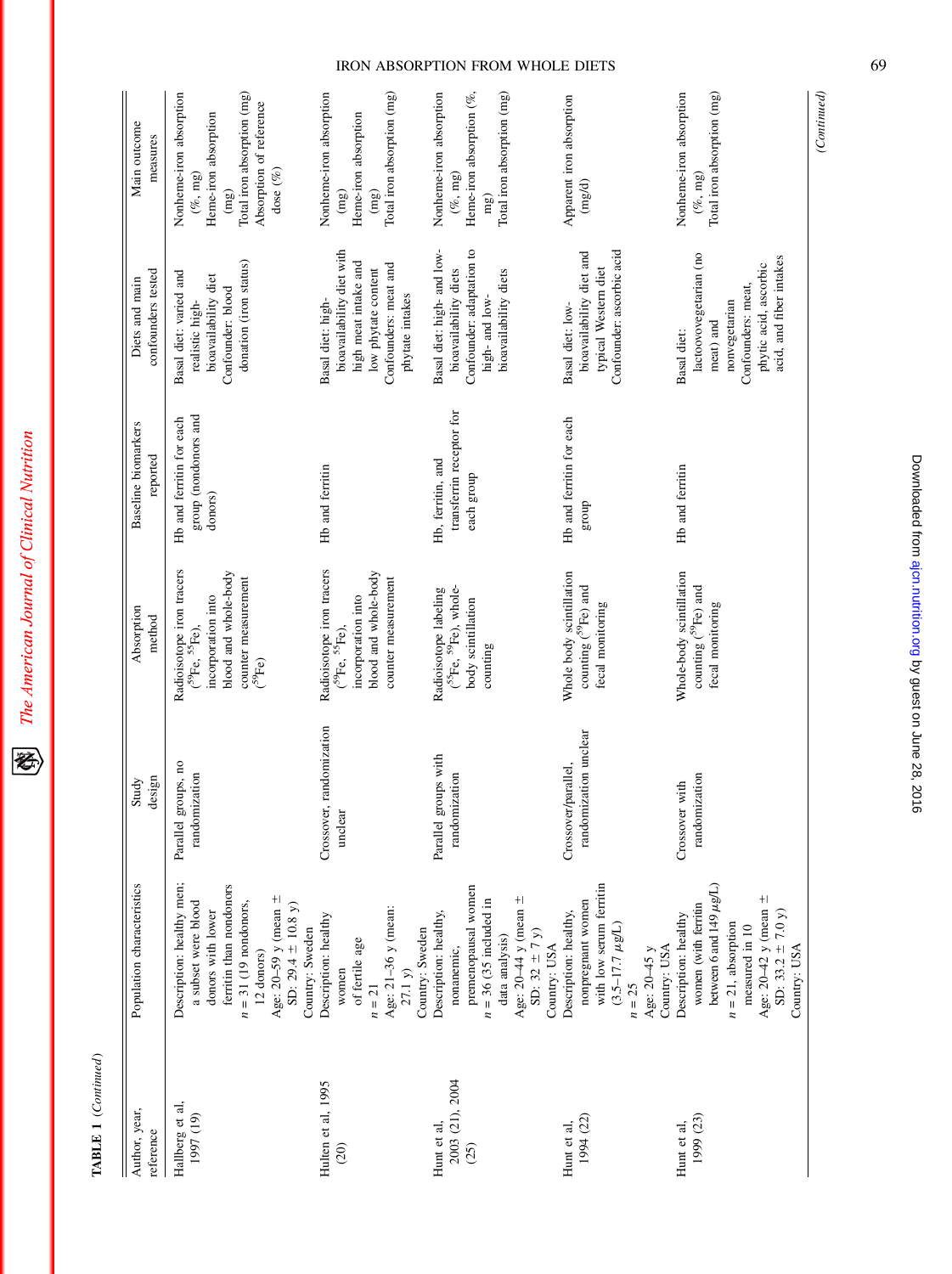**TABLE 1** (*Continued*)

| Author, year, reference | Population characteristics | Study design | Absorption method | Baseline biomarkers reported | Diets and main confounders tested | Main outcome measures |
|---|---|---|---|---|---|---|
| Hallberg et al, 1997 (19) | Description: healthy men; a subset were blood donors with lower ferritin than nondonors<br>$n$ = 31 (19 nondonors, 12 donors)<br>Age: 20–59 y (mean ± SD: 29.4 ± 10.8 y)<br>Country: Sweden | Parallel groups, no randomization | Radioisotope iron tracers ($^{59}$Fe, $^{55}$Fe), incorporation into blood and whole-body counter measurement ($^{59}$Fe) | Hb and ferritin for each group (nondonors and donors) | Basal diet: varied and realistic high-bioavailability diet<br>Confounder: blood donation (iron status) | Nonheme-iron absorption (%, mg)<br>Heme-iron absorption (mg)<br>Total iron absorption (mg)<br>Absorption of reference dose (%) |
| Hulten et al, 1995 (20) | Description: healthy women of fertile age<br>$n$ = 21<br>Age: 21–36 y (mean: 27.1 y)<br>Country: Sweden | Crossover, randomization unclear | Radioisotope iron tracers ($^{59}$Fe, $^{55}$Fe), incorporation into blood and whole-body counter measurement | Hb and ferritin | Basal diet: high-bioavailability diet with high meat intake and low phytate content<br>Confounders: meat and phytate intakes | Nonheme-iron absorption (mg)<br>Heme-iron absorption (mg)<br>Total iron absorption (mg) |
| Hunt et al, 2003 (21), 2004 (25) | Description: healthy, nonanemic, premenopausal women<br>$n$ = 36 (35 included in data analysis)<br>Age: 20–44 y (mean ± SD: 32 ± 7 y)<br>Country: USA | Parallel groups with randomization | Radioisotope labeling ($^{55}$Fe, $^{59}$Fe), whole-body scintillation counting | Hb, ferritin, and transferrin receptor for each group | Basal diet: high- and low-bioavailability diets<br>Confounder: adaptation to high- and low-bioavailability diets | Nonheme-iron absorption (%, mg)<br>Heme-iron absorption (%, mg)<br>Total iron absorption (mg) |
| Hunt et al, 1994 (22) | Description: healthy, nonpregnant women with low serum ferritin (3.5–17.7 μg/L)<br>$n$ = 25<br>Age: 20–45 y<br>Country: USA | Crossover/parallel, randomization unclear | Whole body scintillation counting ($^{59}$Fe) and fecal monitoring | Hb and ferritin for each group | Basal diet: low-bioavailability diet and typical Western diet<br>Confounder: ascorbic acid | Apparent iron absorption (mg/d) |
| Hunt et al, 1999 (23) | Description: healthy women (with ferritin between 6 and 149 μg/L)<br>$n$ = 21, absorption measured in 10<br>Age: 20–42 y (mean ± SD: 33.2 ± 7.0 y)<br>Country: USA | Crossover with randomization | Whole-body scintillation counting ($^{59}$Fe) and fecal monitoring | Hb and ferritin | Basal diet: lactoovovegetarian (no meat) and nonvegetarian<br>Confounders: meat, phytic acid, ascorbic acid, and fiber intakes | Nonheme-iron absorption (%, mg)<br>Total iron absorption (mg) |

(*Continued*)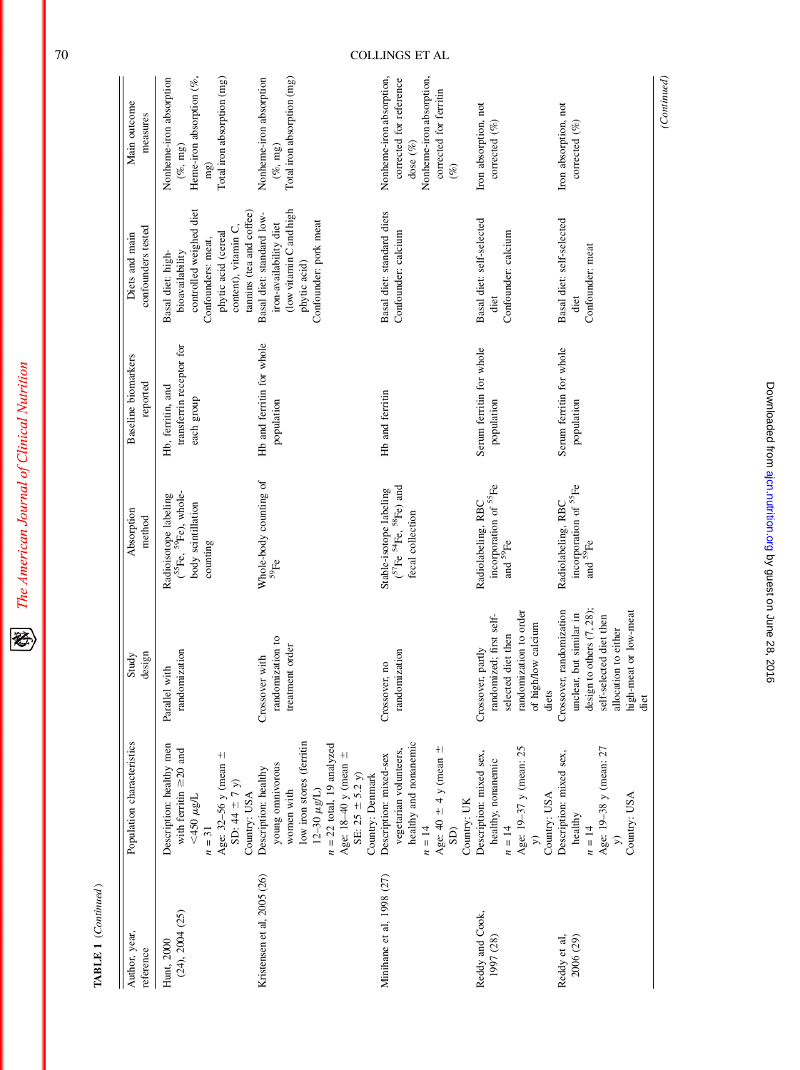**TABLE 1** (*Continued*)

| Author, year, reference | Population characteristics | Study design | Absorption method | Baseline biomarkers reported | Diets and main confounders tested | Main outcome measures |
|---|---|---|---|---|---|---|
| Hunt, 2000 (24), 2004 (25) | Description: healthy men with ferritin ≥20 and <450 μg/L<br>$n = 31$<br>Age: 32–56 y (mean ± SD: 44 ± 7 y)<br>Country: USA | Parallel with randomization | Radioisotope labeling ($^{55}$Fe, $^{59}$Fe), whole-body scintillation counting | Hb, ferritin, and transferrin receptor for each group | Basal diet: high-bioavailability controlled weighed diet<br>Confounders: meat, phytic acid (cereal content), vitamin C, tannins (tea and coffee) | Nonheme-iron absorption (%, mg)<br>Heme-iron absorption (%, mg)<br>Total iron absorption (mg) |
| Kristensen et al, 2005 (26) | Description: healthy young omnivorous women with low iron stores (ferritin 12–30 μg/L)<br>$n = 22$ total, 19 analyzed<br>Age: 18–40 y (mean ± SE: 25 ± 5.2 y)<br>Country: Denmark | Crossover with randomization to treatment order | Whole-body counting of $^{59}$Fe | Hb and ferritin for whole population | Basal diet: standard low-iron-availability diet (low vitamin C and high phytic acid)<br>Confounder: pork meat | Nonheme-iron absorption (%, mg)<br>Total iron absorption (mg) |
| Minihane et al, 1998 (27) | Description: mixed-sex vegetarian volunteers, healthy and nonanemic<br>$n = 14$<br>Age: 40 ± 4 y (mean ± SD)<br>Country: UK | Crossover, no randomization | Stable-isotope labeling ($^{57}$Fe $^{54}$Fe, $^{58}$Fe) and fecal collection | Hb and ferritin | Basal diet: standard diets<br>Confounder: calcium | Nonheme-iron absorption, corrected for reference dose (%)<br>Nonheme-iron absorption, corrected for ferritin (%) |
| Reddy and Cook, 1997 (28) | Description: mixed sex, healthy, nonanemic<br>$n = 14$<br>Age: 19–37 y (mean: 25 y)<br>Country: USA | Crossover, partly randomized; first self-selected diet then randomization to order of high/low calcium diets | Radiolabeling, RBC incorporation of $^{55}$Fe and $^{59}$Fe | Serum ferritin for whole population | Basal diet: self-selected diet<br>Confounder: calcium | Iron absorption, not corrected (%) |
| Reddy et al, 2006 (29) | Description: mixed sex, healthy<br>$n = 14$<br>Age: 19–38 y (mean: 27 y)<br>Country: USA | Crossover, randomization unclear, but similar in design to others (7, 28); self-selected diet then allocation to either high-meat or low-meat diet | Radiolabeling, RBC incorporation of $^{55}$Fe and $^{59}$Fe | Serum ferritin for whole population | Basal diet: self-selected diet<br>Confounder: meat | Iron absorption, not corrected (%) |

(*Continued*)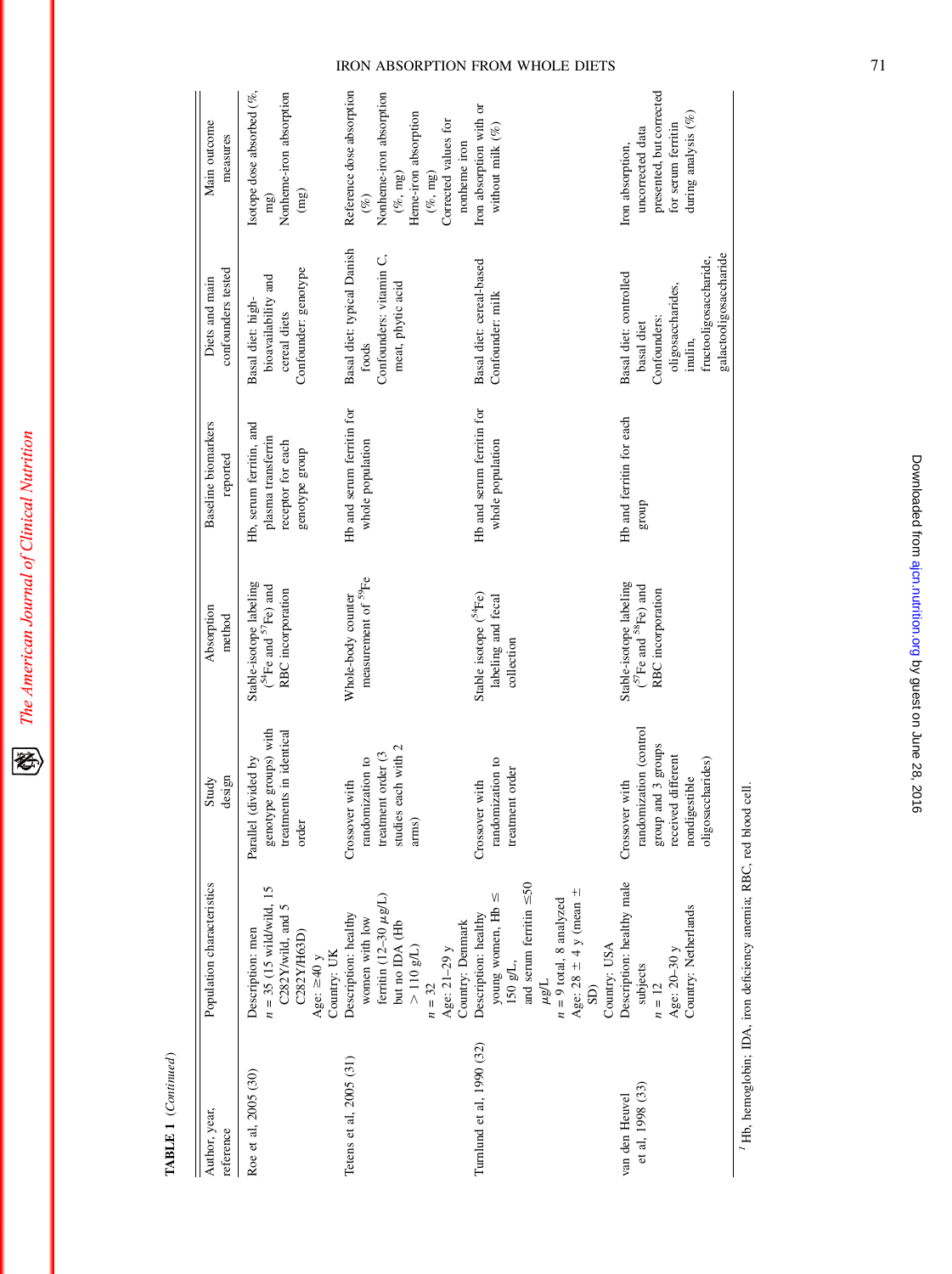**TABLE 1** (*Continued*)

| Author, year, reference | Population characteristics | Study design | Absorption method | Baseline biomarkers reported | Diets and main confounders tested | Main outcome measures |
|---|---|---|---|---|---|---|
| Roe et al, 2005 (30) | Description: men<br>$n$ = 35 (15 wild/wild, 15 C282Y/wild, and 5 C282Y/H63D)<br>Age: ≥40 y<br>Country: UK | Parallel (divided by genotype groups) with treatments in identical order | Stable-isotope labeling ($^{54}$Fe and $^{57}$Fe) and RBC incorporation | Hb, serum ferritin, and plasma transferrin receptor for each genotype group | Basal diet: high-bioavailability and cereal diets<br>Confounder: genotype | Isotope dose absorbed (%, mg)<br>Nonheme-iron absorption (mg) |
| Tetens et al, 2005 (31) | Description: healthy women with low ferritin (12–30 μg/L) but no IDA (Hb > 110 g/L)<br>$n$ = 32<br>Age: 21–29 y<br>Country: Denmark | Crossover with randomization to treatment order (3 studies each with 2 arms) | Whole-body counter measurement of $^{59}$Fe | Hb and serum ferritin for whole population | Basal diet: typical Danish foods<br>Confounders: vitamin C, meat, phytic acid | Reference dose absorption (%)<br>Nonheme-iron absorption (%, mg)<br>Heme-iron absorption (%, mg)<br>Corrected values for nonheme iron |
| Turnlund et al, 1990 (32) | Description: healthy young women, Hb ≤ 150 g/L, and serum ferritin ≤50 μg/L<br>$n$ = 9 total, 8 analyzed<br>Age: 28 ± 4 y (mean ± SD)<br>Country: USA | Crossover with randomization to treatment order | Stable isotope ($^{54}$Fe) labeling and fecal collection | Hb and serum ferritin for whole population | Basal diet: cereal-based<br>Confounder: milk | Iron absorption with or without milk (%) |
| van den Heuvel et al, 1998 (33) | Description: healthy male subjects<br>$n$ = 12<br>Age: 20–30 y<br>Country: Netherlands | Crossover with randomization (control group and 3 groups received different nondigestible oligosaccharides) | Stable-isotope labeling ($^{57}$Fe and $^{58}$Fe) and RBC incorporation | Hb and ferritin for each group | Basal diet: controlled basal diet<br>Confounders: oligosaccharides, inulin, fructooligosaccharide, galactooligosaccharide | Iron absorption, uncorrected data presented, but corrected for serum ferritin during analysis (%) |

[1] Hb, hemoglobin; IDA, iron deficiency anemia; RBC, red blood cell.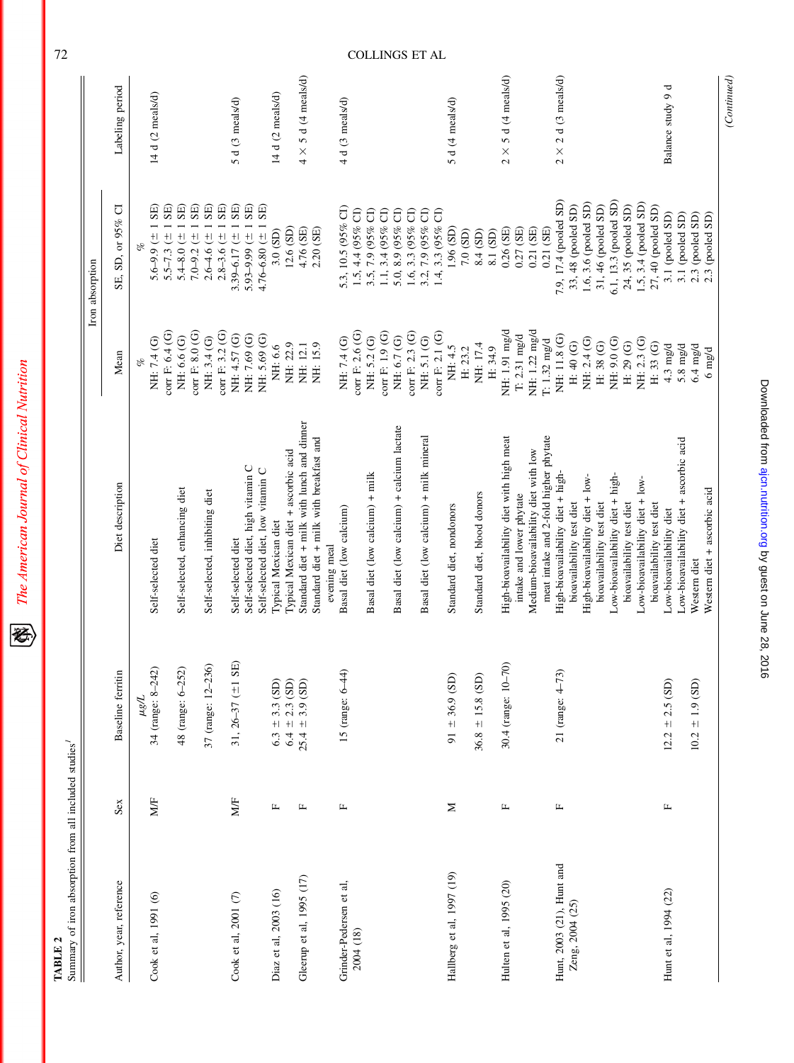**TABLE 2**
Summary of iron absorption from all included studies[1]

| Author, year, reference | Sex | Baseline ferritin | Diet description | Iron absorption Mean | Iron absorption SE, SD, or 95% CI | Labeling period |
|---|---|---|---|---|---|---|
| | | *μg/L* | | *%* | *%* | |
| Cook et al, 1991 (6) | M/F | 34 (range: 8–242) | Self-selected diet | NH: 7.4 (G) | 5.6–9.9 (± 1 SE) | 14 d (2 meals/d) |
| | | | | corr F: 6.4 (G) | 5.5–7.3 (± 1 SE) | |
| | | 48 (range: 6–252) | Self-selected, enhancing diet | NH: 6.6 (G) | 5.4–8.0 (± 1 SE) | |
| | | | | corr F: 8.0 (G) | 7.0–9.2 (± 1 SE) | |
| | | 37 (range: 12–236) | Self-selected, inhibiting diet | NH: 3.4 (G) | 2.6–4.6 (± 1 SE) | |
| | | | | corr F: 3.2 (G) | 2.8–3.6 (± 1 SE) | |
| Cook et al, 2001 (7) | M/F | 31, 26–37 (±1 SE) | Self-selected diet | NH: 4.57 (G) | 3.39–6.17 (± 1 SE) | 5 d (3 meals/d) |
| | | | Self-selected diet, high vitamin C | NH: 7.69 (G) | 5.93–9.99 (± 1 SE) | |
| | | | Self-selected diet, low vitamin C | NH: 5.69 (G) | 4.76–6.80 (± 1 SE) | |
| Diaz et al, 2003 (16) | F | 6.3 ± 3.3 (SD) | Typical Mexican diet | NH: 6.6 | 3.0 (SD) | 14 d (2 meals/d) |
| | | 6.4 ± 2.3 (SD) | Typical Mexican diet + ascorbic acid | NH: 22.9 | 12.6 (SD) | |
| Gleerup et al, 1995 (17) | F | 25.4 ± 3.9 (SD) | Standard diet + milk with lunch and dinner | NH: 12.1 | 4.76 (SE) | 4 × 5 d (4 meals/d) |
| | | | Standard diet + milk with breakfast and evening meal | NH: 15.9 | 2.20 (SE) | |
| Grinder-Pedersen et al, 2004 (18) | F | 15 (range: 6–44) | Basal diet (low calcium) | NH: 7.4 (G) | 5.3, 10.5 (95% CI) | 4 d (3 meals/d) |
| | | | | corr F: 2.6 (G) | 1.5, 4.4 (95% CI) | |
| | | | Basal diet (low calcium) + milk | NH: 5.2 (G) | 3.5, 7.9 (95% CI) | |
| | | | | corr F: 1.9 (G) | 1.1, 3.4 (95% CI) | |
| | | | Basal diet (low calcium) + calcium lactate | NH: 6.7 (G) | 5.0, 8.9 (95% CI) | |
| | | | | corr F: 2.3 (G) | 1.6, 3.3 (95% CI) | |
| | | | Basal diet (low calcium) + milk mineral | NH: 5.1 (G) | 3.2, 7.9 (95% CI) | |
| | | | | corr F: 2.1 (G) | 1.4, 3.3 (95% CI) | |
| Hallberg et al, 1997 (19) | M | 91 ± 36.9 (SD) | Standard diet, nondonors | NH: 4.5 | 1.96 (SD) | 5 d (4 meals/d) |
| | | | | H: 23.2 | 7.0 (SD) | |
| | | 36.8 ± 15.8 (SD) | Standard diet, blood donors | NH: 17.4 | 8.4 (SD) | |
| | | | | H: 34.9 | 8.1 (SD) | |
| Hulten et al, 1995 (20) | F | 30.4 (range: 10–70) | High-bioavailability diet with high meat intake and lower phytate | NH: 1.91 mg/d | 0.26 (SE) | 2 × 5 d (4 meals/d) |
| | | | | T: 2.31 mg/d | 0.27 (SE) | |
| | | | Medium-bioavailability diet with low meat intake and 2-fold higher phytate | NH: 1.22 mg/d | 0.21 (SE) | |
| | | | | T: 1.32 mg/d | 0.21 (SE) | |
| Hunt, 2003 (21), Hunt and Zeng, 2004 (25) | F | 21 (range: 4–73) | High-bioavailability diet + high-bioavailability test diet | NH: 11.8 (G) | 7.9, 17.4 (pooled SD) | 2 × 2 d (3 meals/d) |
| | | | | H: 40 (G) | 33, 48 (pooled SD) | |
| | | | High-bioavailability diet + low-bioavailability test diet | NH: 2.4 (G) | 1.6, 3.6 (pooled SD) | |
| | | | | H: 38 (G) | 31, 46 (pooled SD) | |
| | | | Low-bioavailability diet + high-bioavailability test diet | NH: 9.0 (G) | 6.1, 13.3 (pooled SD) | |
| | | | | H: 29 (G) | 24, 35 (pooled SD) | |
| | | | Low-bioavailability diet + low-bioavailability test diet | NH: 2.3 (G) | 1.5, 3.4 (pooled SD) | |
| | | | | H: 33 (G) | 27, 40 (pooled SD) | |
| Hunt et al, 1994 (22) | F | 12.2 ± 2.5 (SD) | Low-bioavailability diet | 4.3 mg/d | 3.1 (pooled SD) | Balance study 9 d |
| | | | Low-bioavailability diet + ascorbic acid | 5.8 mg/d | 3.1 (pooled SD) | |
| | | 10.2 ± 1.9 (SD) | Western diet | 6.4 mg/d | 2.3 (pooled SD) | |
| | | | Western diet + ascorbic acid | 6 mg/d | 2.3 (pooled SD) | |

*(Continued)*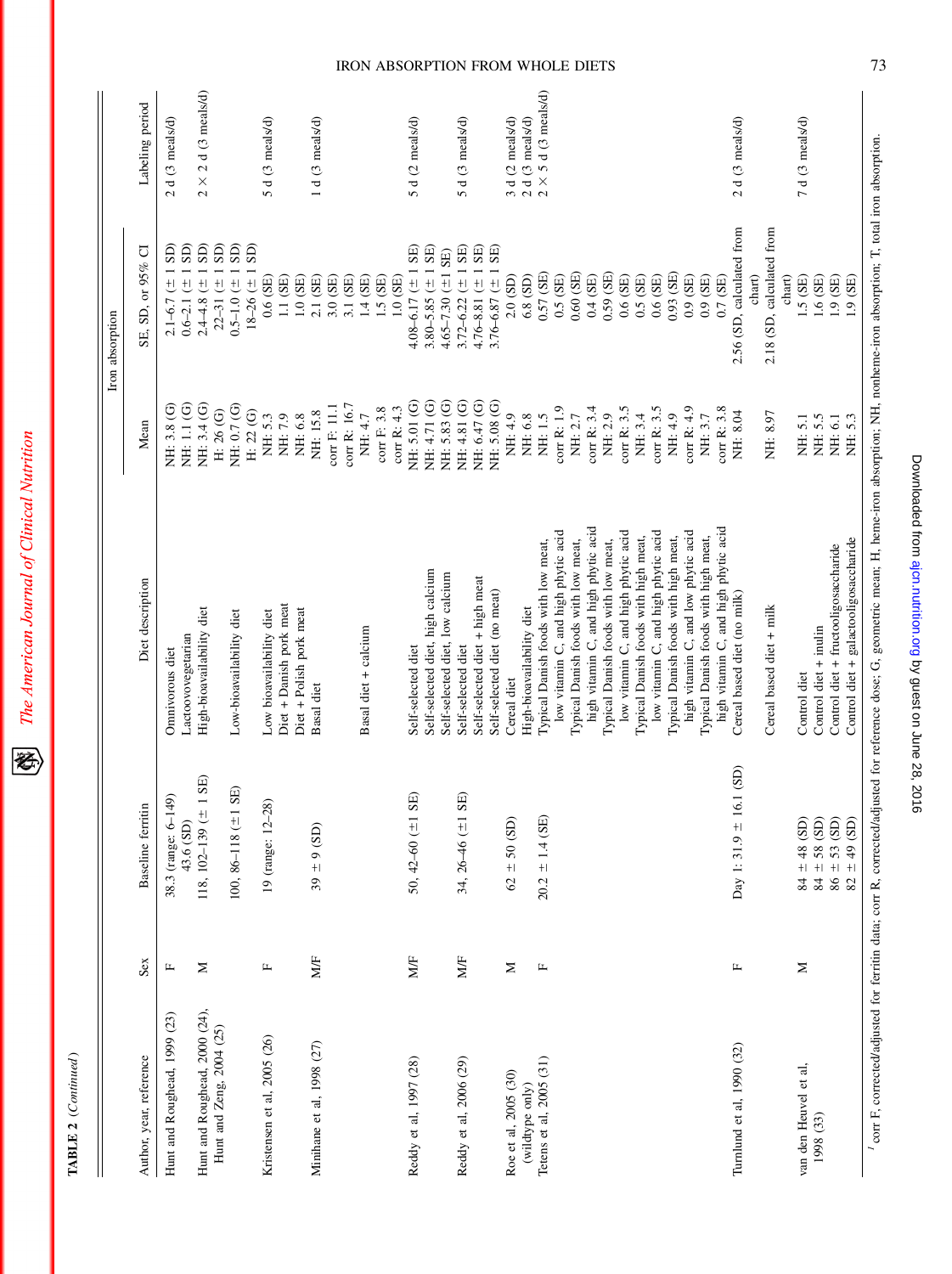**TABLE 2** (*Continued*)

| Author, year, reference | Sex | Baseline ferritin | Diet description | Iron absorption | | Labeling period |
|---|---|---|---|---|---|---|
| | | | | Mean | SE, SD, or 95% CI | |
| Hunt and Roughead, 1999 (23) | F | 38.3 (range: 6–149) | Omnivorous diet | NH: 3.8 (G) | 2.1–6.7 (± 1 SD) | 2 d (3 meals/d) |
| | | 43.6 (SD) | Lactoovovegetarian | NH: 1.1 (G) | 0.6–2.1 (± 1 SD) | |
| Hunt and Roughead, 2000 (24), Hunt and Zeng, 2004 (25) | M | 118, 102–139 (± 1 SE) | High-bioavailability diet | NH: 3.4 (G) | 2.4–4.8 (± 1 SD) | 2 × 2 d (3 meals/d) |
| | | | | H: 26 (G) | 22–31 (± 1 SD) | |
| | | 100, 86–118 (±1 SE) | Low-bioavailability diet | NH: 0.7 (G) | 0.5–1.0 (± 1 SD) | |
| | | | | H: 22 (G) | 18–26 (± 1 SD) | |
| Kristensen et al, 2005 (26) | F | 19 (range: 12–28) | Low bioavailability diet | NH: 5.3 | 0.6 (SE) | 5 d (3 meals/d) |
| | | | Diet + Danish pork meat | NH: 7.9 | 1.1 (SE) | |
| | | | Diet + Polish pork meat | NH: 6.8 | 1.0 (SE) | |
| Minihane et al, 1998 (27) | M/F | 39 ± 9 (SD) | Basal diet | NH: 15.8 | 2.1 (SE) | 1 d (3 meals/d) |
| | | | | corr F: 11.1 | 3.0 (SE) | |
| | | | | corr R: 16.7 | 3.1 (SE) | |
| | | | Basal diet + calcium | NH: 4.7 | 1.4 (SE) | |
| | | | | corr F: 3.8 | 1.5 (SE) | |
| | | | | corr R: 4.3 | 1.0 (SE) | |
| Reddy et al, 1997 (28) | M/F | 50, 42–60 (±1 SE) | Self-selected diet | NH: 5.01 (G) | 4.08–6.17 (± 1 SE) | 5 d (2 meals/d) |
| | | | Self-selected diet, high calcium | NH: 4.71 (G) | 3.80–5.85 (± 1 SE) | |
| | | | Self-selected diet, low calcium | NH: 5.83 (G) | 4.65–7.30 (±1 SE) | |
| Reddy et al, 2006 (29) | M/F | 34, 26–46 (±1 SE) | Self-selected diet | NH: 4.81 (G) | 3.72–6.22 (± 1 SE) | 5 d (3 meals/d) |
| | | | Self-selected diet + high meat | NH: 6.47 (G) | 4.76–8.81 (± 1 SE) | |
| | | | Self-selected diet (no meat) | NH: 5.08 (G) | 3.76–6.87 (± 1 SE) | |
| Roe et al, 2005 (30) (wildtype only) | M | 62 ± 50 (SD) | Cereal diet | NH: 4.9 | 2.0 (SD) | 3 d (2 meals/d) |
| | | | High-bioavailability diet | NH: 6.8 | 6.8 (SD) | 2 d (3 meals/d) |
| Tetens et al, 2005 (31) | F | 20.2 ± 1.4 (SE) | Typical Danish foods with low meat, low vitamin C, and high phytic acid | NH: 1.5 | 0.57 (SE) | 2 × 5 d (3 meals/d) |
| | | | | corr R: 1.9 | 0.5 (SE) | |
| | | | Typical Danish foods with low meat, high vitamin C, and high phytic acid | NH: 2.7 | 0.60 (SE) | |
| | | | | corr R: 3.4 | 0.4 (SE) | |
| | | | Typical Danish foods with low meat, low vitamin C, and high phytic acid | NH: 2.9 | 0.59 (SE) | |
| | | | | corr R: 3.5 | 0.6 (SE) | |
| | | | Typical Danish foods with high meat, low vitamin C, and high phytic acid | NH: 3.4 | 0.5 (SE) | |
| | | | | corr R: 3.5 | 0.6 (SE) | |
| | | | Typical Danish foods with high meat, high vitamin C, and low phytic acid | NH: 4.9 | 0.93 (SE) | |
| | | | | corr R: 4.9 | 0.9 (SE) | |
| | | | Typical Danish foods with high meat, high vitamin C, and high phytic acid | NH: 3.7 | 0.9 (SE) | |
| | | | | corr R: 3.8 | 0.7 (SE) | |
| Turnlund et al, 1990 (32) | F | Day 1: 31.9 ± 16.1 (SD) | Cereal based diet (no milk) | NH: 8.04 | 2.56 (SD, calculated from chart) | 2 d (3 meals/d) |
| | | | Cereal based diet + milk | NH: 8.97 | 2.18 (SD, calculated from chart) | |
| van den Heuvel et al, 1998 (33) | M | 84 ± 48 (SD) | Control diet | NH: 5.1 | 1.5 (SE) | 7 d (3 meals/d) |
| | | 84 ± 58 (SD) | Control diet + inulin | NH: 5.5 | 1.6 (SE) | |
| | | 86 ± 53 (SD) | Control diet + fructooligosaccharide | NH: 6.1 | 1.9 (SE) | |
| | | 82 ± 49 (SD) | Control diet + galactooligosaccharide | NH: 5.3 | 1.9 (SE) | |

[1] corr F, corrected/adjusted for ferritin data; corr R, corrected/adjusted for reference dose; G, geometric mean; H, heme-iron absorption; NH, nonheme-iron absorption; T, total iron absorption.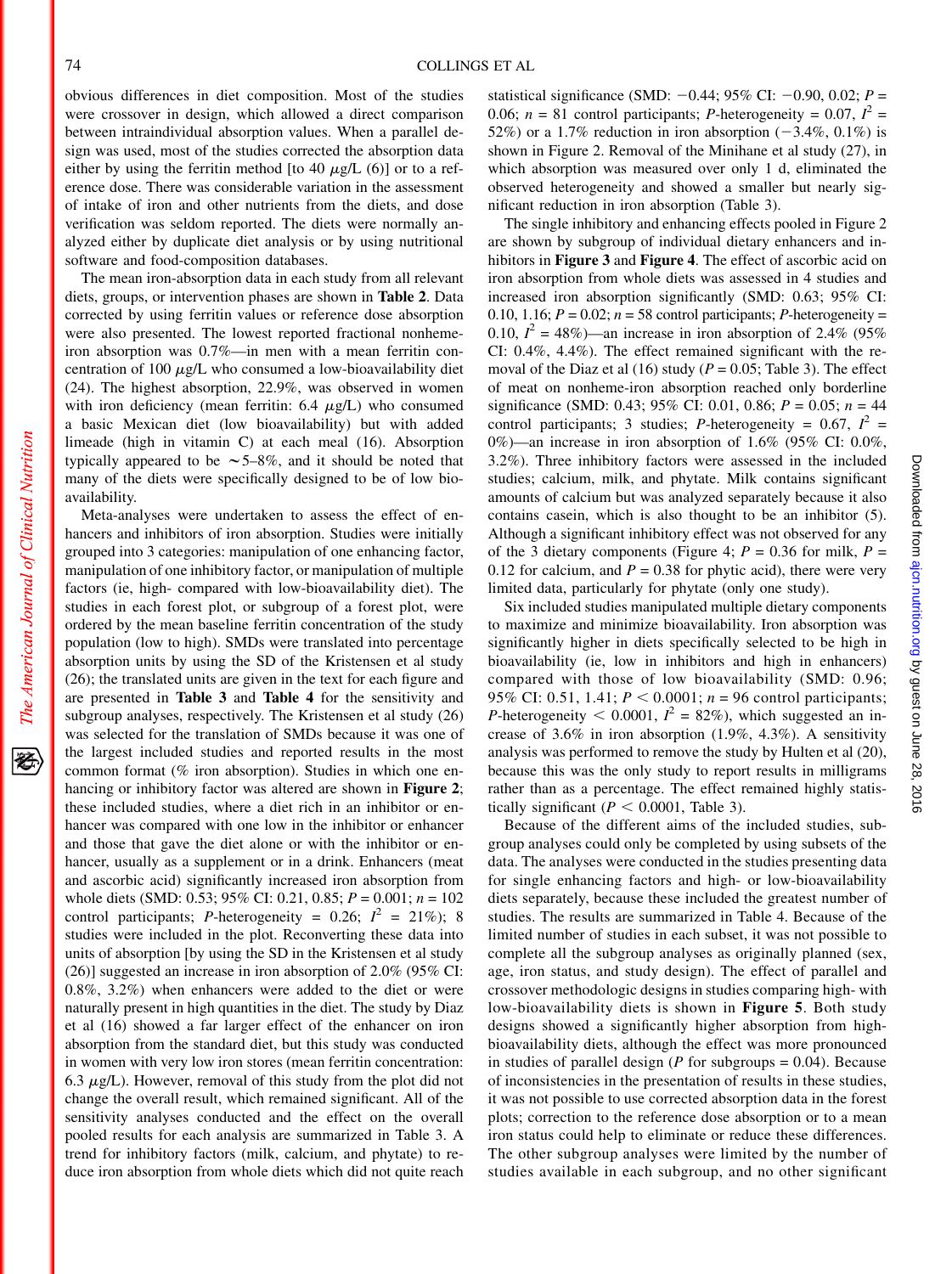obvious differences in diet composition. Most of the studies were crossover in design, which allowed a direct comparison between intraindividual absorption values. When a parallel design was used, most of the studies corrected the absorption data either by using the ferritin method [to 40 μg/L (6)] or to a reference dose. There was considerable variation in the assessment of intake of iron and other nutrients from the diets, and dose verification was seldom reported. The diets were normally analyzed either by duplicate diet analysis or by using nutritional software and food-composition databases.

The mean iron-absorption data in each study from all relevant diets, groups, or intervention phases are shown in **Table 2**. Data corrected by using ferritin values or reference dose absorption were also presented. The lowest reported fractional nonheme-iron absorption was 0.7%—in men with a mean ferritin concentration of 100 μg/L who consumed a low-bioavailability diet (24). The highest absorption, 22.9%, was observed in women with iron deficiency (mean ferritin: 6.4 μg/L) who consumed a basic Mexican diet (low bioavailability) but with added limeade (high in vitamin C) at each meal (16). Absorption typically appeared to be ~5–8%, and it should be noted that many of the diets were specifically designed to be of low bioavailability.

Meta-analyses were undertaken to assess the effect of enhancers and inhibitors of iron absorption. Studies were initially grouped into 3 categories: manipulation of one enhancing factor, manipulation of one inhibitory factor, or manipulation of multiple factors (ie, high- compared with low-bioavailability diet). The studies in each forest plot, or subgroup of a forest plot, were ordered by the mean baseline ferritin concentration of the study population (low to high). SMDs were translated into percentage absorption units by using the SD of the Kristensen et al study (26); the translated units are given in the text for each figure and are presented in **Table 3** and **Table 4** for the sensitivity and subgroup analyses, respectively. The Kristensen et al study (26) was selected for the translation of SMDs because it was one of the largest included studies and reported results in the most common format (% iron absorption). Studies in which one enhancing or inhibitory factor was altered are shown in **Figure 2**; these included studies, where a diet rich in an inhibitor or enhancer was compared with one low in the inhibitor or enhancer and those that gave the diet alone or with the inhibitor or enhancer, usually as a supplement or in a drink. Enhancers (meat and ascorbic acid) significantly increased iron absorption from whole diets (SMD: 0.53; 95% CI: 0.21, 0.85; $P = 0.001$; $n = 102$ control participants; $P$-heterogeneity = 0.26; $I^2 = 21\%$); 8 studies were included in the plot. Reconverting these data into units of absorption [by using the SD in the Kristensen et al study (26)] suggested an increase in iron absorption of 2.0% (95% CI: 0.8%, 3.2%) when enhancers were added to the diet or were naturally present in high quantities in the diet. The study by Diaz et al (16) showed a far larger effect of the enhancer on iron absorption from the standard diet, but this study was conducted in women with very low iron stores (mean ferritin concentration: 6.3 μg/L). However, removal of this study from the plot did not change the overall result, which remained significant. All of the sensitivity analyses conducted and the effect on the overall pooled results for each analysis are summarized in Table 3. A trend for inhibitory factors (milk, calcium, and phytate) to reduce iron absorption from whole diets which did not quite reach statistical significance (SMD: −0.44; 95% CI: −0.90, 0.02; $P = 0.06$; $n = 81$ control participants; $P$-heterogeneity = 0.07, $I^2 = 52\%$) or a 1.7% reduction in iron absorption (−3.4%, 0.1%) is shown in Figure 2. Removal of the Minihane et al study (27), in which absorption was measured over only 1 d, eliminated the observed heterogeneity and showed a smaller but nearly significant reduction in iron absorption (Table 3).

The single inhibitory and enhancing effects pooled in Figure 2 are shown by subgroup of individual dietary enhancers and inhibitors in **Figure 3** and **Figure 4**. The effect of ascorbic acid on iron absorption from whole diets was assessed in 4 studies and increased iron absorption significantly (SMD: 0.63; 95% CI: 0.10, 1.16; $P = 0.02$; $n = 58$ control participants; $P$-heterogeneity = 0.10, $I^2 = 48\%$)—an increase in iron absorption of 2.4% (95% CI: 0.4%, 4.4%). The effect remained significant with the removal of the Diaz et al (16) study ($P = 0.05$; Table 3). The effect of meat on nonheme-iron absorption reached only borderline significance (SMD: 0.43; 95% CI: 0.01, 0.86; $P = 0.05$; $n = 44$ control participants; 3 studies; $P$-heterogeneity = 0.67, $I^2 = 0\%$)—an increase in iron absorption of 1.6% (95% CI: 0.0%, 3.2%). Three inhibitory factors were assessed in the included studies; calcium, milk, and phytate. Milk contains significant amounts of calcium but was analyzed separately because it also contains casein, which is also thought to be an inhibitor (5). Although a significant inhibitory effect was not observed for any of the 3 dietary components (Figure 4; $P = 0.36$ for milk, $P = 0.12$ for calcium, and $P = 0.38$ for phytic acid), there were very limited data, particularly for phytate (only one study).

Six included studies manipulated multiple dietary components to maximize and minimize bioavailability. Iron absorption was significantly higher in diets specifically selected to be high in bioavailability (ie, low in inhibitors and high in enhancers) compared with those of low bioavailability (SMD: 0.96; 95% CI: 0.51, 1.41; $P < 0.0001$; $n = 96$ control participants; $P$-heterogeneity $< 0.0001$, $I^2 = 82\%$), which suggested an increase of 3.6% in iron absorption (1.9%, 4.3%). A sensitivity analysis was performed to remove the study by Hulten et al (20), because this was the only study to report results in milligrams rather than as a percentage. The effect remained highly statistically significant ($P < 0.0001$, Table 3).

Because of the different aims of the included studies, subgroup analyses could only be completed by using subsets of the data. The analyses were conducted in the studies presenting data for single enhancing factors and high- or low-bioavailability diets separately, because these included the greatest number of studies. The results are summarized in Table 4. Because of the limited number of studies in each subset, it was not possible to complete all the subgroup analyses as originally planned (sex, age, iron status, and study design). The effect of parallel and crossover methodologic designs in studies comparing high- with low-bioavailability diets is shown in **Figure 5**. Both study designs showed a significantly higher absorption from high-bioavailability diets, although the effect was more pronounced in studies of parallel design ($P$ for subgroups = 0.04). Because of inconsistencies in the presentation of results in these studies, it was not possible to use corrected absorption data in the forest plots; correction to the reference dose absorption or to a mean iron status could help to eliminate or reduce these differences. The other subgroup analyses were limited by the number of studies available in each subgroup, and no other significant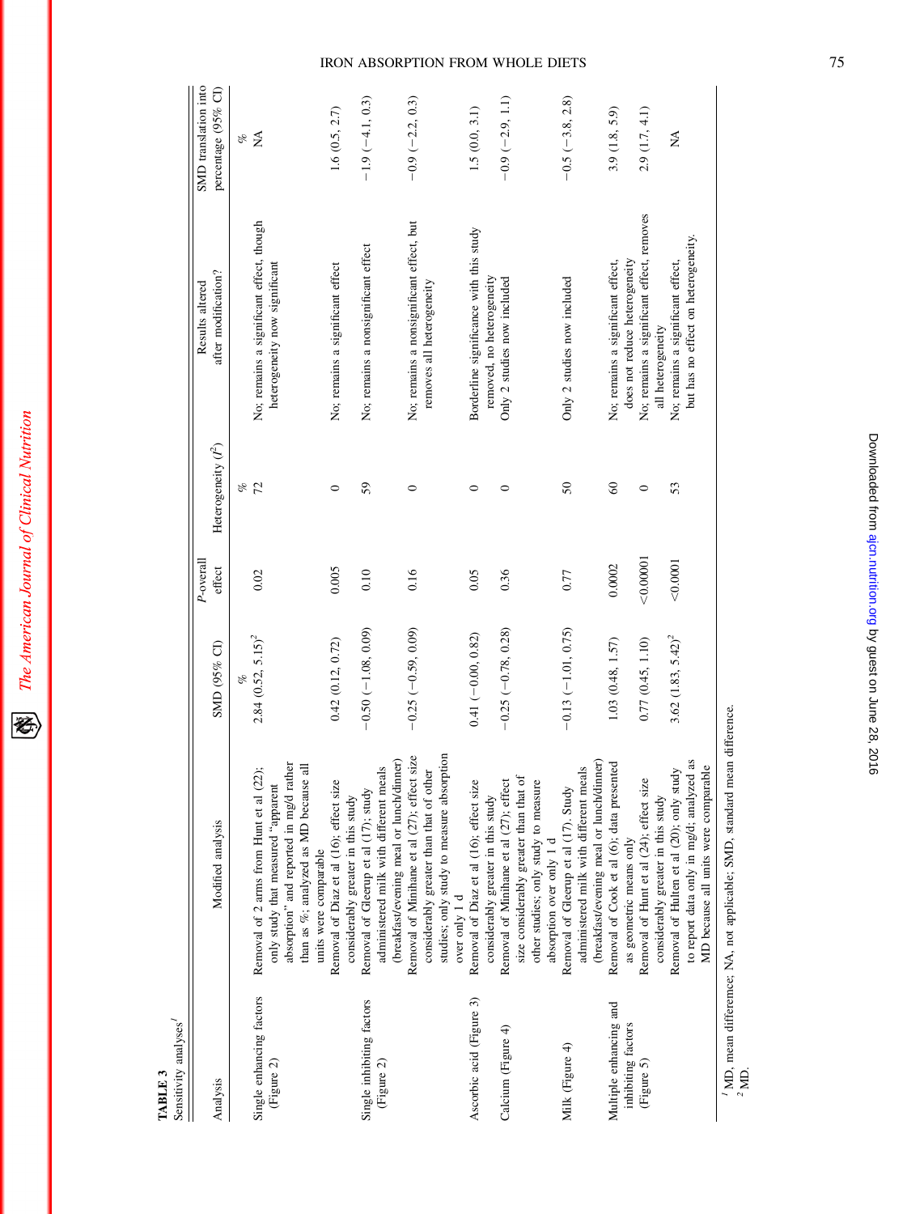**TABLE 3**

Sensitivity analyses[1]

| Analysis | Modified analysis | SMD (95% CI) | P-overall effect | Heterogeneity ($I^2$) | Results altered after modification? | SMD translation into percentage (95% CI) |
|---|---|---|---|---|---|---|
| | | % | | % | | % |
| Single enhancing factors (Figure 2) | Removal of 2 arms from Hunt et al (22); only study that measured "apparent absorption" and reported in mg/d rather than as %; analyzed as MD because all units were comparable | 2.84 (0.52, 5.15)[2] | 0.02 | 72 | No; remains a significant effect, though heterogeneity now significant | NA |
| | Removal of Diaz et al (16); effect size considerably greater in this study | 0.42 (0.12, 0.72) | 0.005 | 0 | No; remains a significant effect | 1.6 (0.5, 2.7) |
| Single inhibiting factors (Figure 2) | Removal of Gleerup et al (17); study administered milk with different meals (breakfast/evening meal or lunch/dinner) | −0.50 (−1.08, 0.09) | 0.10 | 59 | No; remains a nonsignificant effect | −1.9 (−4.1, 0.3) |
| | Removal of Minihane et al (27); effect size considerably greater than that of other studies; only study to measure absorption over only 1 d | −0.25 (−0.59, 0.09) | 0.16 | 0 | No; remains a nonsignificant effect, but removes all heterogeneity | −0.9 (−2.2, 0.3) |
| Ascorbic acid (Figure 3) | Removal of Diaz et al (16); effect size considerably greater in this study | 0.41 (−0.00, 0.82) | 0.05 | 0 | Borderline significance with this study removed, no heterogeneity | 1.5 (0.0, 3.1) |
| Calcium (Figure 4) | Removal of Minihane et al (27); effect size considerably greater than that of other studies; only study to measure absorption over only 1 d | −0.25 (−0.78, 0.28) | 0.36 | 0 | Only 2 studies now included | −0.9 (−2.9, 1.1) |
| Milk (Figure 4) | Removal of Gleerup et al (17). Study administered milk with different meals (breakfast/evening meal or lunch/dinner) | −0.13 (−1.01, 0.75) | 0.77 | 50 | Only 2 studies now included | −0.5 (−3.8, 2.8) |
| Multiple enhancing and inhibiting factors (Figure 5) | Removal of Cook et al (6); data presented as geometric means only | 1.03 (0.48, 1.57) | 0.0002 | 60 | No; remains a significant effect, does not reduce heterogeneity | 3.9 (1.8, 5.9) |
| | Removal of Hunt et al (24); effect size considerably greater in this study | 0.77 (0.45, 1.10) | <0.00001 | 0 | No; remains a significant effect, removes all heterogeneity | 2.9 (1.7, 4.1) |
| | Removal of Hulten et al (20); only study to report data only in mg/d; analyzed as MD because all units were comparable | 3.62 (1.83, 5.42)[2] | <0.0001 | 53 | No; remains a significant effect, but has no effect on heterogeneity. | NA |

[1] MD, mean difference; NA, not applicable; SMD, standard mean difference.
[2] MD.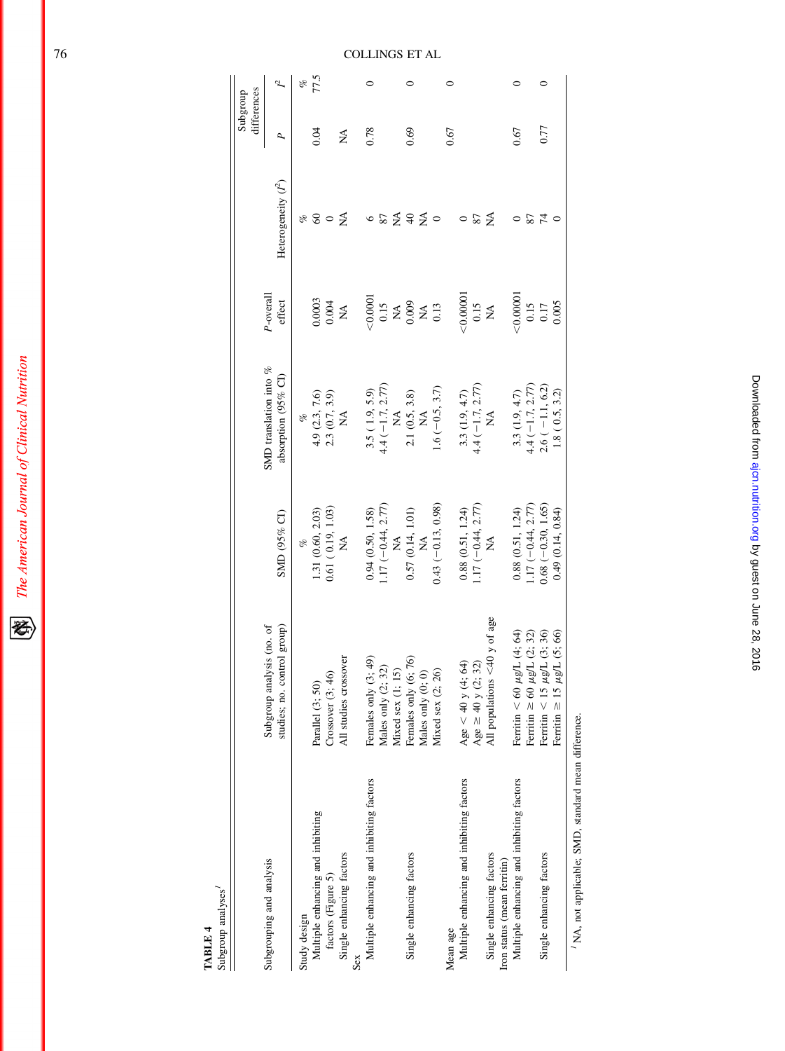**TABLE 4**
Subgroup analyses[1]

| Subgrouping and analysis | Subgroup analysis (no. of studies; no. control group) | SMD (95% CI) | SMD translation into % absorption (95% CI) | P-overall effect | Heterogeneity ($I^2$) | Subgroup differences | |
|---|---|---|---|---|---|---|---|
| | | | | | | P | $I^2$ |
| | | % | % | | % | | % |
| Study design | | | | | | | |
| Multiple enhancing and inhibiting factors (Figure 5) | Parallel (3; 50) | 1.31 (0.60, 2.03) | 4.9 (2.3, 7.6) | 0.0003 | 60 | 0.04 | 77.5 |
| | Crossover (3; 46) | 0.61 (0.19, 1.03) | 2.3 (0.7, 3.9) | 0.004 | 0 | | |
| Single enhancing factors | All studies crossover | NA | NA | NA | NA | NA | |
| Sex | | | | | | | |
| Multiple enhancing and inhibiting factors | Females only (3; 49) | 0.94 (0.50, 1.58) | 3.5 (1.9, 5.9) | <0.0001 | 6 | 0.78 | 0 |
| | Males only (2; 32) | 1.17 (−0.44, 2.77) | 4.4 (−1.7, 2.77) | 0.15 | 87 | | |
| | Mixed sex (1; 15) | NA | NA | NA | NA | | |
| Single enhancing factors | Females only (6; 76) | 0.57 (0.14, 1.01) | 2.1 (0.5, 3.8) | 0.009 | 40 | 0.69 | 0 |
| | Males only (0; 0) | NA | NA | NA | NA | | |
| | Mixed sex (2; 26) | 0.43 (−0.13, 0.98) | 1.6 (−0.5, 3.7) | 0.13 | 0 | | |
| Mean age | | | | | | | |
| Multiple enhancing and inhibiting factors | Age < 40 y (4; 64) | 0.88 (0.51, 1.24) | 3.3 (1.9, 4.7) | <0.00001 | 0 | 0.67 | 0 |
| | Age ≥ 40 y (2; 32) | 1.17 (−0.44, 2.77) | 4.4 (−1.7, 2.77) | 0.15 | 87 | | |
| Single enhancing factors | All populations <40 y of age | NA | NA | NA | NA | | |
| Iron status (mean ferritin) | | | | | | | |
| Multiple enhancing and inhibiting factors | Ferritin < 60 μg/L (4; 64) | 0.88 (0.51, 1.24) | 3.3 (1.9, 4.7) | <0.00001 | 0 | 0.67 | 0 |
| | Ferritin ≥ 60 μg/L (2; 32) | 1.17 (−0.44, 2.77) | 4.4 (−1.7, 2.77) | 0.15 | 87 | | |
| Single enhancing factors | Ferritin < 15 μg/L (3; 36) | 0.68 (−0.30, 1.65) | 2.6 (−1.1, 6.2) | 0.17 | 74 | 0.77 | 0 |
| | Ferritin ≥ 15 μg/L (5; 66) | 0.49 (0.14, 0.84) | 1.8 (0.5, 3.2) | 0.005 | 0 | | |

[1] NA, not applicable; SMD, standard mean difference.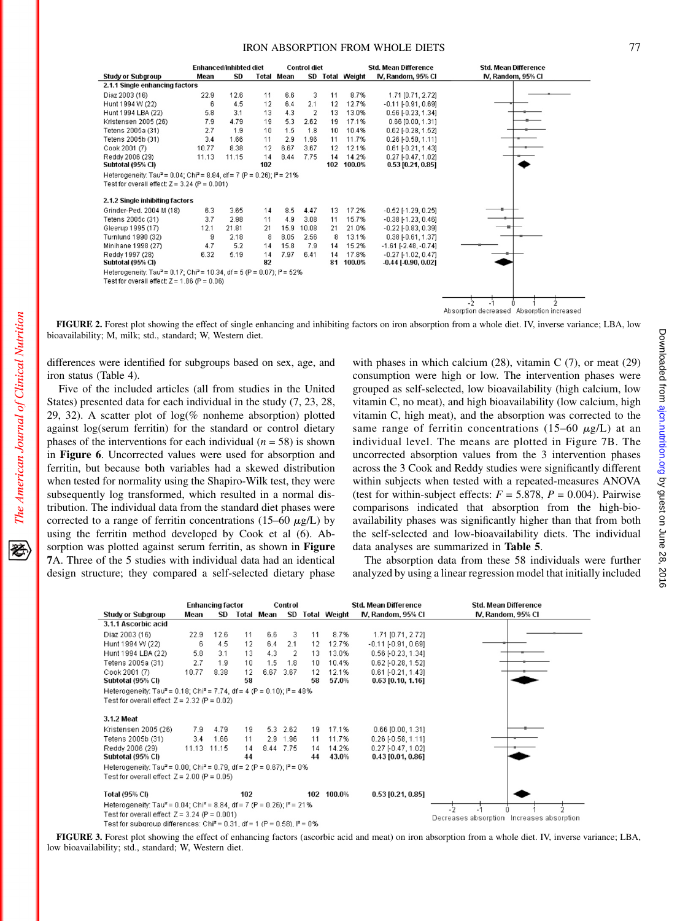| Study or Subgroup | Enhanced/inhibited diet Mean | SD | Total | Control diet Mean | SD | Total | Weight | Std. Mean Difference IV, Random, 95% CI |
|---|---|---|---|---|---|---|---|---|
| **2.1.1 Single enhancing factors** | | | | | | | | |
| Diaz 2003 (16) | 22.9 | 12.6 | 11 | 6.6 | 3 | 11 | 8.7% | 1.71 [0.71, 2.72] |
| Hunt 1994 W (22) | 6 | 4.5 | 12 | 6.4 | 2.1 | 12 | 12.7% | -0.11 [-0.91, 0.69] |
| Hunt 1994 LBA (22) | 5.8 | 3.1 | 13 | 4.3 | 2 | 13 | 13.0% | 0.56 [-0.23, 1.34] |
| Kristensen 2005 (26) | 7.9 | 4.79 | 19 | 5.3 | 2.62 | 19 | 17.1% | 0.66 [0.00, 1.31] |
| Tetens 2005a (31) | 2.7 | 1.9 | 10 | 1.5 | 1.8 | 10 | 10.4% | 0.62 [-0.28, 1.52] |
| Tetens 2005b (31) | 3.4 | 1.66 | 11 | 2.9 | 1.96 | 11 | 11.7% | 0.26 [-0.58, 1.11] |
| Cook 2001 (7) | 10.77 | 8.38 | 12 | 6.67 | 3.67 | 12 | 12.1% | 0.61 [-0.21, 1.43] |
| Reddy 2006 (29) | 11.13 | 11.15 | 14 | 8.44 | 7.75 | 14 | 14.2% | 0.27 [-0.47, 1.02] |
| **Subtotal (95% CI)** | | | **102** | | | **102** | **100.0%** | **0.53 [0.21, 0.85]** |
| Heterogeneity: Tau² = 0.04; Chi² = 8.84, df = 7 (P = 0.26); I² = 21% | | | | | | | | |
| Test for overall effect: Z = 3.24 (P = 0.001) | | | | | | | | |
| **2.1.2 Single inhibiting factors** | | | | | | | | |
| Grinder-Ped. 2004 M (18) | 6.3 | 3.65 | 14 | 8.5 | 4.47 | 13 | 17.2% | -0.52 [-1.29, 0.25] |
| Tetens 2005c (31) | 3.7 | 2.98 | 11 | 4.9 | 3.08 | 11 | 15.7% | -0.38 [-1.23, 0.46] |
| Gleerup 1995 (17) | 12.1 | 21.81 | 21 | 15.9 | 10.08 | 21 | 21.0% | -0.22 [-0.83, 0.39] |
| Turnlund 1990 (32) | 9 | 2.18 | 8 | 8.05 | 2.56 | 8 | 13.1% | 0.38 [-0.61, 1.37] |
| Minihane 1998 (27) | 4.7 | 5.2 | 14 | 15.8 | 7.9 | 14 | 15.2% | -1.61 [-2.48, -0.74] |
| Reddy 1997 (28) | 6.32 | 5.19 | 14 | 7.97 | 6.41 | 14 | 17.8% | -0.27 [-1.02, 0.47] |
| **Subtotal (95% CI)** | | | **82** | | | **81** | **100.0%** | **-0.44 [-0.90, 0.02]** |
| Heterogeneity: Tau² = 0.17; Chi² = 10.34, df = 5 (P = 0.07); I² = 52% | | | | | | | | |
| Test for overall effect: Z = 1.86 (P = 0.06) | | | | | | | | |

**FIGURE 2.** Forest plot showing the effect of single enhancing and inhibiting factors on iron absorption from a whole diet. IV, inverse variance; LBA, low bioavailability; M, milk; std., standard; W, Western diet.

differences were identified for subgroups based on sex, age, and iron status (Table 4).

Five of the included articles (all from studies in the United States) presented data for each individual in the study (7, 23, 28, 29, 32). A scatter plot of log(% nonheme absorption) plotted against log(serum ferritin) for the standard or control dietary phases of the interventions for each individual ($n = 58$) is shown in **Figure 6**. Uncorrected values were used for absorption and ferritin, but because both variables had a skewed distribution when tested for normality using the Shapiro-Wilk test, they were subsequently log transformed, which resulted in a normal distribution. The individual data from the standard diet phases were corrected to a range of ferritin concentrations (15–60 $\mu$g/L) by using the ferritin method developed by Cook et al (8). Absorption was plotted against serum ferritin, as shown in **Figure 7**A. Three of the 5 studies with individual data had an identical design structure; they compared a self-selected dietary phase with phases in which calcium (28), vitamin C (7), or meat (29) consumption were high or low. The intervention phases were grouped as self-selected, low bioavailability (high calcium, low vitamin C, no meat), and high bioavailability (low calcium, high vitamin C, high meat), and the absorption was corrected to the same range of ferritin concentrations (15–60 $\mu$g/L) at an individual level. The means are plotted in Figure 7B. The uncorrected absorption values from the 3 intervention phases across the 3 Cook and Reddy studies were significantly different within subjects when tested with a repeated-measures ANOVA (test for within-subject effects: $F = 5.878$, $P = 0.004$). Pairwise comparisons indicated that absorption from the high-bioavailability phases was significantly higher than that from both the self-selected and low-bioavailability diets. The individual data analyses are summarized in **Table 5**.

The absorption data from these 58 individuals were further analyzed by using a linear regression model that initially included

| Study or Subgroup | Enhancing factor Mean | SD | Total | Control Mean | SD | Total | Weight | Std. Mean Difference IV, Random, 95% CI |
|---|---|---|---|---|---|---|---|---|
| **3.1.1 Ascorbic acid** | | | | | | | | |
| Diaz 2003 (16) | 22.9 | 12.6 | 11 | 6.6 | 3 | 11 | 8.7% | 1.71 [0.71, 2.72] |
| Hunt 1994 W (22) | 6 | 4.5 | 12 | 6.4 | 2.1 | 12 | 12.7% | -0.11 [-0.91, 0.69] |
| Hunt 1994 LBA (22) | 5.8 | 3.1 | 13 | 4.3 | 2 | 13 | 13.0% | 0.56 [-0.23, 1.34] |
| Tetens 2005a (31) | 2.7 | 1.9 | 10 | 1.5 | 1.8 | 10 | 10.4% | 0.62 [-0.28, 1.52] |
| Cook 2001 (7) | 10.77 | 8.38 | 12 | 6.67 | 3.67 | 12 | 12.1% | 0.61 [-0.21, 1.43] |
| **Subtotal (95% CI)** | | | **58** | | | **58** | **57.0%** | **0.63 [0.10, 1.16]** |
| Heterogeneity: Tau² = 0.18; Chi² = 7.74, df = 4 (P = 0.10); I² = 48% | | | | | | | | |
| Test for overall effect: Z = 2.32 (P = 0.02) | | | | | | | | |
| **3.1.2 Meat** | | | | | | | | |
| Kristensen 2005 (26) | 7.9 | 4.79 | 19 | 5.3 | 2.62 | 19 | 17.1% | 0.66 [0.00, 1.31] |
| Tetens 2005b (31) | 3.4 | 1.66 | 11 | 2.9 | 1.96 | 11 | 11.7% | 0.26 [-0.58, 1.11] |
| Reddy 2006 (29) | 11.13 | 11.15 | 14 | 8.44 | 7.75 | 14 | 14.2% | 0.27 [-0.47, 1.02] |
| **Subtotal (95% CI)** | | | **44** | | | **44** | **43.0%** | **0.43 [0.01, 0.86]** |
| Heterogeneity: Tau² = 0.00; Chi² = 0.79, df = 2 (P = 0.67); I² = 0% | | | | | | | | |
| Test for overall effect: Z = 2.00 (P = 0.05) | | | | | | | | |
| **Total (95% CI)** | | | **102** | | | **102** | **100.0%** | **0.53 [0.21, 0.85]** |
| Heterogeneity: Tau² = 0.04; Chi² = 8.84, df = 7 (P = 0.26); I² = 21% | | | | | | | | |
| Test for overall effect: Z = 3.24 (P = 0.001) | | | | | | | | |
| Test for subgroup differences: Chi² = 0.31, df = 1 (P = 0.58), I² = 0% | | | | | | | | |

**FIGURE 3.** Forest plot showing the effect of enhancing factors (ascorbic acid and meat) on iron absorption from a whole diet. IV, inverse variance; LBA, low bioavailability; std., standard; W, Western diet.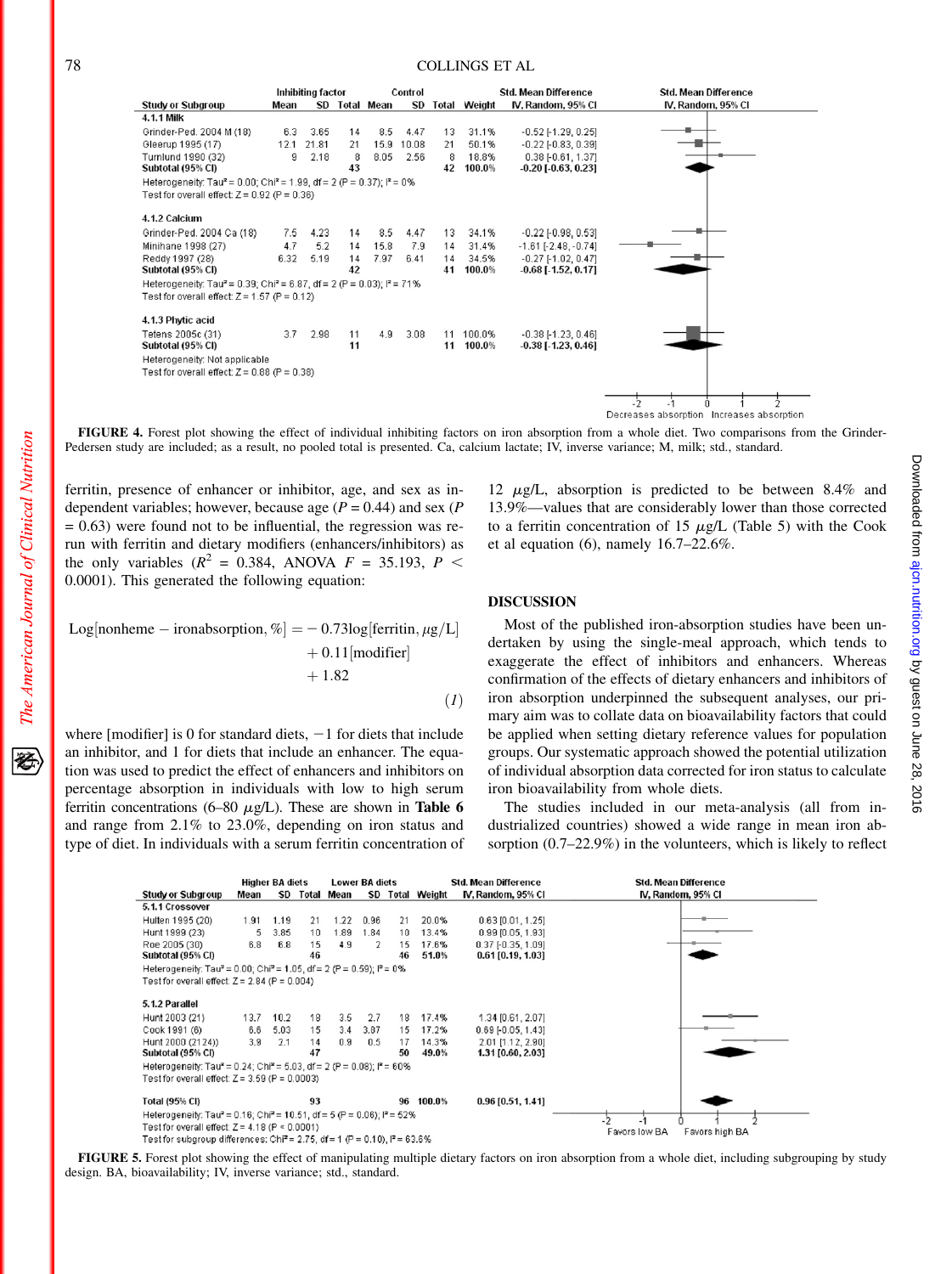| Study or Subgroup | Inhibiting factor Mean | SD | Total | Control Mean | SD | Total | Weight | Std. Mean Difference IV, Random, 95% CI |
|---|---|---|---|---|---|---|---|---|
| **4.1.1 Milk** | | | | | | | | |
| Grinder-Ped. 2004 M (18) | 6.3 | 3.65 | 14 | 8.5 | 4.47 | 13 | 31.1% | -0.52 [-1.29, 0.25] |
| Gleerup 1995 (17) | 12.1 | 21.81 | 21 | 15.9 | 10.08 | 21 | 50.1% | -0.22 [-0.83, 0.39] |
| Turnlund 1990 (32) | 9 | 2.18 | 8 | 8.05 | 2.56 | 8 | 18.8% | 0.38 [-0.61, 1.37] |
| **Subtotal (95% CI)** | | | **43** | | | **42** | **100.0%** | **-0.20 [-0.63, 0.23]** |
| Heterogeneity: Tau² = 0.00; Chi² = 1.99, df = 2 (P = 0.37); I² = 0% | | | | | | | | |
| Test for overall effect: Z = 0.92 (P = 0.36) | | | | | | | | |
| **4.1.2 Calcium** | | | | | | | | |
| Grinder-Ped. 2004 Ca (18) | 7.5 | 4.23 | 14 | 8.5 | 4.47 | 13 | 34.1% | -0.22 [-0.98, 0.53] |
| Minihane 1998 (27) | 4.7 | 5.2 | 14 | 15.8 | 7.9 | 14 | 31.4% | -1.61 [-2.48, -0.74] |
| Reddy 1997 (28) | 6.32 | 5.19 | 14 | 7.97 | 6.41 | 14 | 34.5% | -0.27 [-1.02, 0.47] |
| **Subtotal (95% CI)** | | | **42** | | | **41** | **100.0%** | **-0.68 [-1.52, 0.17]** |
| Heterogeneity: Tau² = 0.39; Chi² = 6.87, df = 2 (P = 0.03); I² = 71% | | | | | | | | |
| Test for overall effect: Z = 1.57 (P = 0.12) | | | | | | | | |
| **4.1.3 Phytic acid** | | | | | | | | |
| Tetens 2005c (31) | 3.7 | 2.98 | 11 | 4.9 | 3.08 | 11 | 100.0% | -0.38 [-1.23, 0.46] |
| **Subtotal (95% CI)** | | | **11** | | | **11** | **100.0%** | **-0.38 [-1.23, 0.46]** |
| Heterogeneity: Not applicable | | | | | | | | |
| Test for overall effect: Z = 0.88 (P = 0.38) | | | | | | | | |

**FIGURE 4.** Forest plot showing the effect of individual inhibiting factors on iron absorption from a whole diet. Two comparisons from the Grinder-Pedersen study are included; as a result, no pooled total is presented. Ca, calcium lactate; IV, inverse variance; M, milk; std., standard.

ferritin, presence of enhancer or inhibitor, age, and sex as independent variables; however, because age ($P = 0.44$) and sex ($P = 0.63$) were found not to be influential, the regression was rerun with ferritin and dietary modifiers (enhancers/inhibitors) as the only variables ($R^2 = 0.384$, ANOVA $F = 35.193$, $P < 0.0001$). This generated the following equation:

$$\text{Log[nonheme} - \text{ironabsorption, \%]} = -0.73\log[\text{ferritin}, \mu g/L] + 0.11[\text{modifier}] + 1.82 \tag{1}$$

where [modifier] is 0 for standard diets, −1 for diets that include an inhibitor, and 1 for diets that include an enhancer. The equation was used to predict the effect of enhancers and inhibitors on percentage absorption in individuals with low to high serum ferritin concentrations (6–80 $\mu$g/L). These are shown in **Table 6** and range from 2.1% to 23.0%, depending on iron status and type of diet. In individuals with a serum ferritin concentration of 12 $\mu$g/L, absorption is predicted to be between 8.4% and 13.9%—values that are considerably lower than those corrected to a ferritin concentration of 15 $\mu$g/L (Table 5) with the Cook et al equation (6), namely 16.7–22.6%.

## DISCUSSION

Most of the published iron-absorption studies have been undertaken by using the single-meal approach, which tends to exaggerate the effect of inhibitors and enhancers. Whereas confirmation of the effects of dietary enhancers and inhibitors of iron absorption underpinned the subsequent analyses, our primary aim was to collate data on bioavailability factors that could be applied when setting dietary reference values for population groups. Our systematic approach showed the potential utilization of individual absorption data corrected for iron status to calculate iron bioavailability from whole diets.

The studies included in our meta-analysis (all from industrialized countries) showed a wide range in mean iron absorption (0.7–22.9%) in the volunteers, which is likely to reflect

| Study or Subgroup | Higher BA diets Mean | SD | Total | Lower BA diets Mean | SD | Total | Weight | Std. Mean Difference IV, Random, 95% CI |
|---|---|---|---|---|---|---|---|---|
| **5.1.1 Crossover** | | | | | | | | |
| Hulten 1995 (20) | 1.91 | 1.19 | 21 | 1.22 | 0.96 | 21 | 20.0% | 0.63 [0.01, 1.25] |
| Hunt 1999 (23) | 5 | 3.85 | 10 | 1.89 | 1.84 | 10 | 13.4% | 0.99 [0.05, 1.93] |
| Roe 2005 (30) | 6.8 | 6.8 | 15 | 4.9 | 2 | 15 | 17.6% | 0.37 [-0.35, 1.09] |
| **Subtotal (95% CI)** | | | **46** | | | **46** | **51.0%** | **0.61 [0.19, 1.03]** |
| Heterogeneity: Tau² = 0.00; Chi² = 1.05, df = 2 (P = 0.59); I² = 0% | | | | | | | | |
| Test for overall effect: Z = 2.84 (P = 0.004) | | | | | | | | |
| **5.1.2 Parallel** | | | | | | | | |
| Hunt 2003 (21) | 13.7 | 10.2 | 18 | 3.5 | 2.7 | 18 | 17.4% | 1.34 [0.61, 2.07] |
| Cook 1991 (6) | 6.6 | 5.03 | 15 | 3.4 | 3.87 | 15 | 17.2% | 0.69 [-0.05, 1.43] |
| Hunt 2000 (21 24)) | 3.9 | 2.1 | 14 | 0.9 | 0.5 | 17 | 14.3% | 2.01 [1.12, 2.90] |
| **Subtotal (95% CI)** | | | **47** | | | **50** | **49.0%** | **1.31 [0.60, 2.03]** |
| Heterogeneity: Tau² = 0.24; Chi² = 5.03, df = 2 (P = 0.08); I² = 60% | | | | | | | | |
| Test for overall effect: Z = 3.59 (P = 0.0003) | | | | | | | | |
| **Total (95% CI)** | | | **93** | | | **96** | **100.0%** | **0.96 [0.51, 1.41]** |
| Heterogeneity: Tau² = 0.16; Chi² = 10.51, df = 5 (P = 0.06); I² = 52% | | | | | | | | |
| Test for overall effect: Z = 4.18 (P < 0.0001) | | | | | | | | |
| Test for subgroup differences: Chi² = 2.75, df = 1 (P = 0.10), I² = 63.6% | | | | | | | | |

**FIGURE 5.** Forest plot showing the effect of manipulating multiple dietary factors on iron absorption from a whole diet, including subgrouping by study design. BA, bioavailability; IV, inverse variance; std., standard.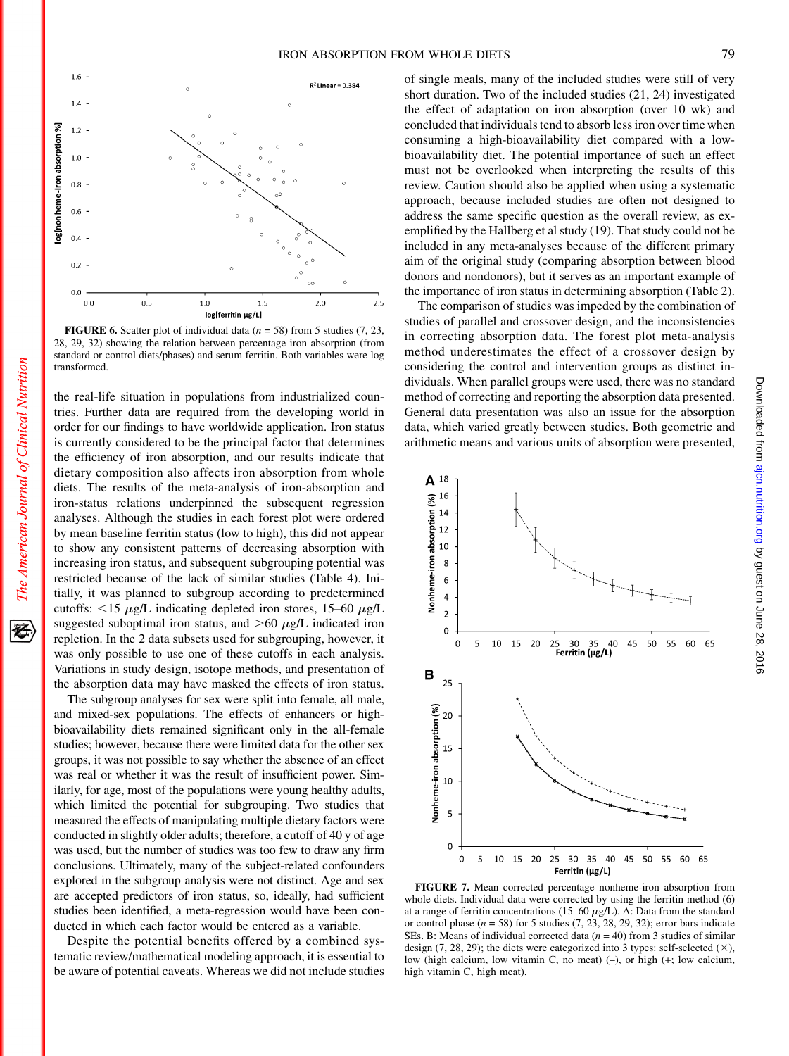FIGURE 6. Scatter plot of individual data (n = 58) from 5 studies (7, 23, 28, 29, 32) showing the relation between percentage iron absorption (from standard or control diets/phases) and serum ferritin. Both variables were log transformed.

the real-life situation in populations from industrialized countries. Further data are required from the developing world in order for our findings to have worldwide application. Iron status is currently considered to be the principal factor that determines the efficiency of iron absorption, and our results indicate that dietary composition also affects iron absorption from whole diets. The results of the meta-analysis of iron-absorption and iron-status relations underpinned the subsequent regression analyses. Although the studies in each forest plot were ordered by mean baseline ferritin status (low to high), this did not appear to show any consistent patterns of decreasing absorption with increasing iron status, and subsequent subgrouping potential was restricted because of the lack of similar studies (Table 4). Initially, it was planned to subgroup according to predetermined cutoffs: <15 μg/L indicating depleted iron stores, 15–60 μg/L suggested suboptimal iron status, and >60 μg/L indicated iron repletion. In the 2 data subsets used for subgrouping, however, it was only possible to use one of these cutoffs in each analysis. Variations in study design, isotope methods, and presentation of the absorption data may have masked the effects of iron status.

The subgroup analyses for sex were split into female, all male, and mixed-sex populations. The effects of enhancers or high-bioavailability diets remained significant only in the all-female studies; however, because there were limited data for the other sex groups, it was not possible to say whether the absence of an effect was real or whether it was the result of insufficient power. Similarly, for age, most of the populations were young healthy adults, which limited the potential for subgrouping. Two studies that measured the effects of manipulating multiple dietary factors were conducted in slightly older adults; therefore, a cutoff of 40 y of age was used, but the number of studies was too few to draw any firm conclusions. Ultimately, many of the subject-related confounders explored in the subgroup analysis were not distinct. Age and sex are accepted predictors of iron status, so, ideally, had sufficient studies been identified, a meta-regression would have been conducted in which each factor would be entered as a variable.

Despite the potential benefits offered by a combined systematic review/mathematical modeling approach, it is essential to be aware of potential caveats. Whereas we did not include studies of single meals, many of the included studies were still of very short duration. Two of the included studies (21, 24) investigated the effect of adaptation on iron absorption (over 10 wk) and concluded that individuals tend to absorb less iron over time when consuming a high-bioavailability diet compared with a low-bioavailability diet. The potential importance of such an effect must not be overlooked when interpreting the results of this review. Caution should also be applied when using a systematic approach, because included studies are often not designed to address the same specific question as the overall review, as exemplified by the Hallberg et al study (19). That study could not be included in any meta-analyses because of the different primary aim of the original study (comparing absorption between blood donors and nondonors), but it serves as an important example of the importance of iron status in determining absorption (Table 2).

The comparison of studies was impeded by the combination of studies of parallel and crossover design, and the inconsistencies in correcting absorption data. The forest plot meta-analysis method underestimates the effect of a crossover design by considering the control and intervention groups as distinct individuals. When parallel groups were used, there was no standard method of correcting and reporting the absorption data presented. General data presentation was also an issue for the absorption data, which varied greatly between studies. Both geometric and arithmetic means and various units of absorption were presented,

FIGURE 7. Mean corrected percentage nonheme-iron absorption from whole diets. Individual data were corrected by using the ferritin method (6) at a range of ferritin concentrations (15–60 μg/L). A: Data from the standard or control phase (n = 58) for 5 studies (7, 23, 28, 29, 32); error bars indicate SEs. B: Means of individual corrected data (n = 40) from 3 studies of similar design (7, 28, 29); the diets were categorized into 3 types: self-selected (×), low (high calcium, low vitamin C, no meat) (–), or high (+; low calcium, high vitamin C, high meat).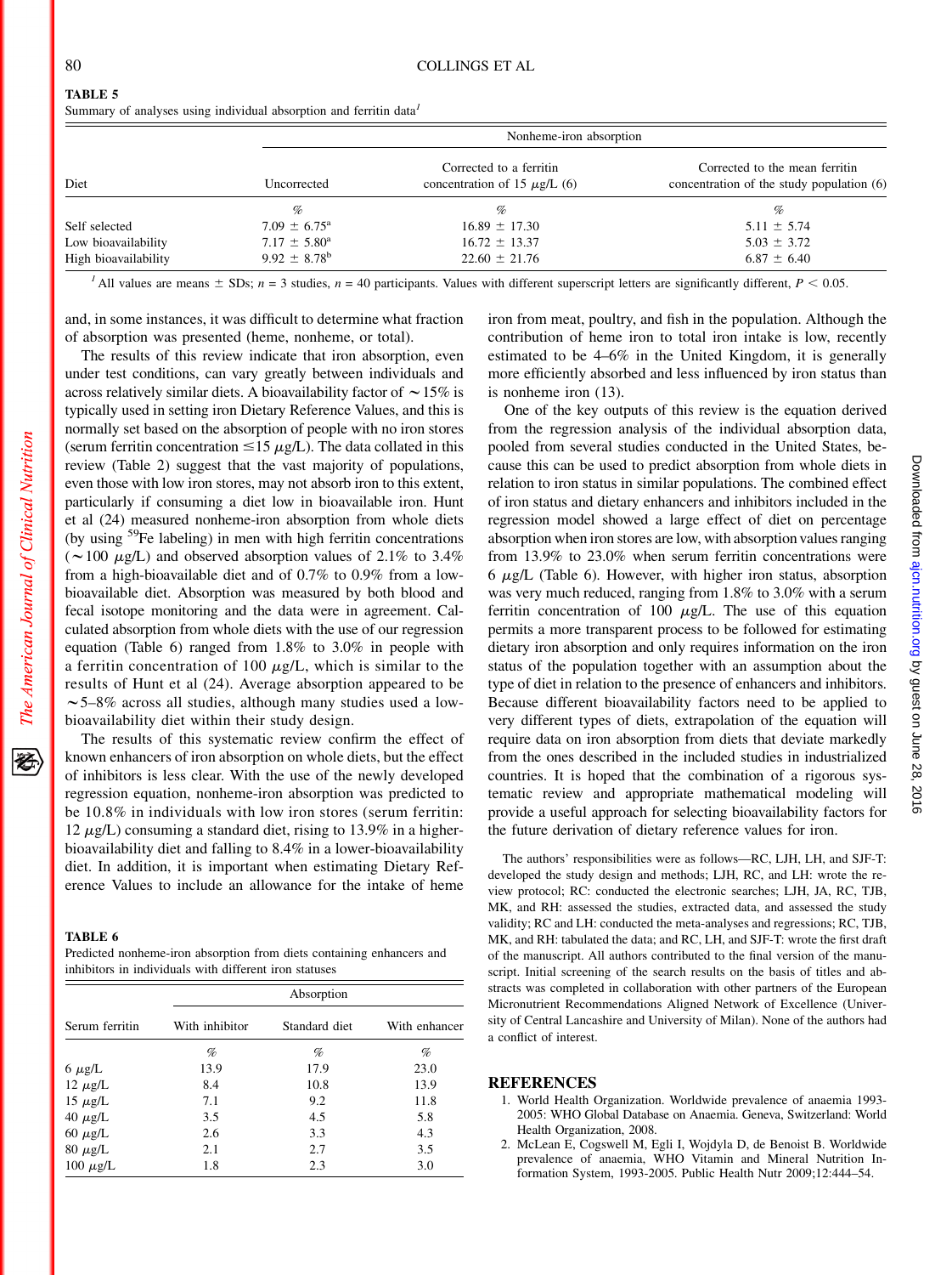**TABLE 5**
Summary of analyses using individual absorption and ferritin data[1]

| Diet | Nonheme-iron absorption | | |
|---|---|---|---|
| | Uncorrected | Corrected to a ferritin concentration of 15 $\mu$g/L (6) | Corrected to the mean ferritin concentration of the study population (6) |
| | % | % | % |
| Self selected | 7.09 ± 6.75[a] | 16.89 ± 17.30 | 5.11 ± 5.74 |
| Low bioavailability | 7.17 ± 5.80[a] | 16.72 ± 13.37 | 5.03 ± 3.72 |
| High bioavailability | 9.92 ± 8.78[b] | 22.60 ± 21.76 | 6.87 ± 6.40 |

[1] All values are means ± SDs; $n$ = 3 studies, $n$ = 40 participants. Values with different superscript letters are significantly different, $P < 0.05$.

and, in some instances, it was difficult to determine what fraction of absorption was presented (heme, nonheme, or total).

The results of this review indicate that iron absorption, even under test conditions, can vary greatly between individuals and across relatively similar diets. A bioavailability factor of ∼15% is typically used in setting iron Dietary Reference Values, and this is normally set based on the absorption of people with no iron stores (serum ferritin concentration ≤15 $\mu$g/L). The data collated in this review (Table 2) suggest that the vast majority of populations, even those with low iron stores, may not absorb iron to this extent, particularly if consuming a diet low in bioavailable iron. Hunt et al (24) measured nonheme-iron absorption from whole diets (by using $^{59}$Fe labeling) in men with high ferritin concentrations (∼100 $\mu$g/L) and observed absorption values of 2.1% to 3.4% from a high-bioavailable diet and of 0.7% to 0.9% from a low-bioavailable diet. Absorption was measured by both blood and fecal isotope monitoring and the data were in agreement. Calculated absorption from whole diets with the use of our regression equation (Table 6) ranged from 1.8% to 3.0% in people with a ferritin concentration of 100 $\mu$g/L, which is similar to the results of Hunt et al (24). Average absorption appeared to be ∼5–8% across all studies, although many studies used a low-bioavailability diet within their study design.

The results of this systematic review confirm the effect of known enhancers of iron absorption on whole diets, but the effect of inhibitors is less clear. With the use of the newly developed regression equation, nonheme-iron absorption was predicted to be 10.8% in individuals with low iron stores (serum ferritin: 12 $\mu$g/L) consuming a standard diet, rising to 13.9% in a higher-bioavailability diet and falling to 8.4% in a lower-bioavailability diet. In addition, it is important when estimating Dietary Reference Values to include an allowance for the intake of heme iron from meat, poultry, and fish in the population. Although the contribution of heme iron to total iron intake is low, recently estimated to be 4–6% in the United Kingdom, it is generally more efficiently absorbed and less influenced by iron status than is nonheme iron (13).

One of the key outputs of this review is the equation derived from the regression analysis of the individual absorption data, pooled from several studies conducted in the United States, because this can be used to predict absorption from whole diets in relation to iron status in similar populations. The combined effect of iron status and dietary enhancers and inhibitors included in the regression model showed a large effect of diet on percentage absorption when iron stores are low, with absorption values ranging from 13.9% to 23.0% when serum ferritin concentrations were 6 $\mu$g/L (Table 6). However, with higher iron status, absorption was very much reduced, ranging from 1.8% to 3.0% with a serum ferritin concentration of 100 $\mu$g/L. The use of this equation permits a more transparent process to be followed for estimating dietary iron absorption and only requires information on the iron status of the population together with an assumption about the type of diet in relation to the presence of enhancers and inhibitors. Because different bioavailability factors need to be applied to very different types of diets, extrapolation of the equation will require data on iron absorption from diets that deviate markedly from the ones described in the included studies in industrialized countries. It is hoped that the combination of a rigorous systematic review and appropriate mathematical modeling will provide a useful approach for selecting bioavailability factors for the future derivation of dietary reference values for iron.

**TABLE 6**
Predicted nonheme-iron absorption from diets containing enhancers and inhibitors in individuals with different iron statuses

| Serum ferritin | Absorption | | |
|---|---|---|---|
| | With inhibitor | Standard diet | With enhancer |
| | % | % | % |
| 6 $\mu$g/L | 13.9 | 17.9 | 23.0 |
| 12 $\mu$g/L | 8.4 | 10.8 | 13.9 |
| 15 $\mu$g/L | 7.1 | 9.2 | 11.8 |
| 40 $\mu$g/L | 3.5 | 4.5 | 5.8 |
| 60 $\mu$g/L | 2.6 | 3.3 | 4.3 |
| 80 $\mu$g/L | 2.1 | 2.7 | 3.5 |
| 100 $\mu$g/L | 1.8 | 2.3 | 3.0 |

The authors' responsibilities were as follows—RC, LJH, LH, and SJF-T: developed the study design and methods; LJH, RC, and LH: wrote the review protocol; RC: conducted the electronic searches; LJH, JA, RC, TJB, MK, and RH: assessed the studies, extracted data, and assessed the study validity; RC and LH: conducted the meta-analyses and regressions; RC, TJB, MK, and RH: tabulated the data; and RC, LH, and SJF-T: wrote the first draft of the manuscript. All authors contributed to the final version of the manuscript. Initial screening of the search results on the basis of titles and abstracts was completed in collaboration with other partners of the European Micronutrient Recommendations Aligned Network of Excellence (University of Central Lancashire and University of Milan). None of the authors had a conflict of interest.

## REFERENCES

1. World Health Organization. Worldwide prevalence of anaemia 1993-2005: WHO Global Database on Anaemia. Geneva, Switzerland: World Health Organization, 2008.
2. McLean E, Cogswell M, Egli I, Wojdyla D, de Benoist B. Worldwide prevalence of anaemia, WHO Vitamin and Mineral Nutrition Information System, 1993-2005. Public Health Nutr 2009;12:444–54.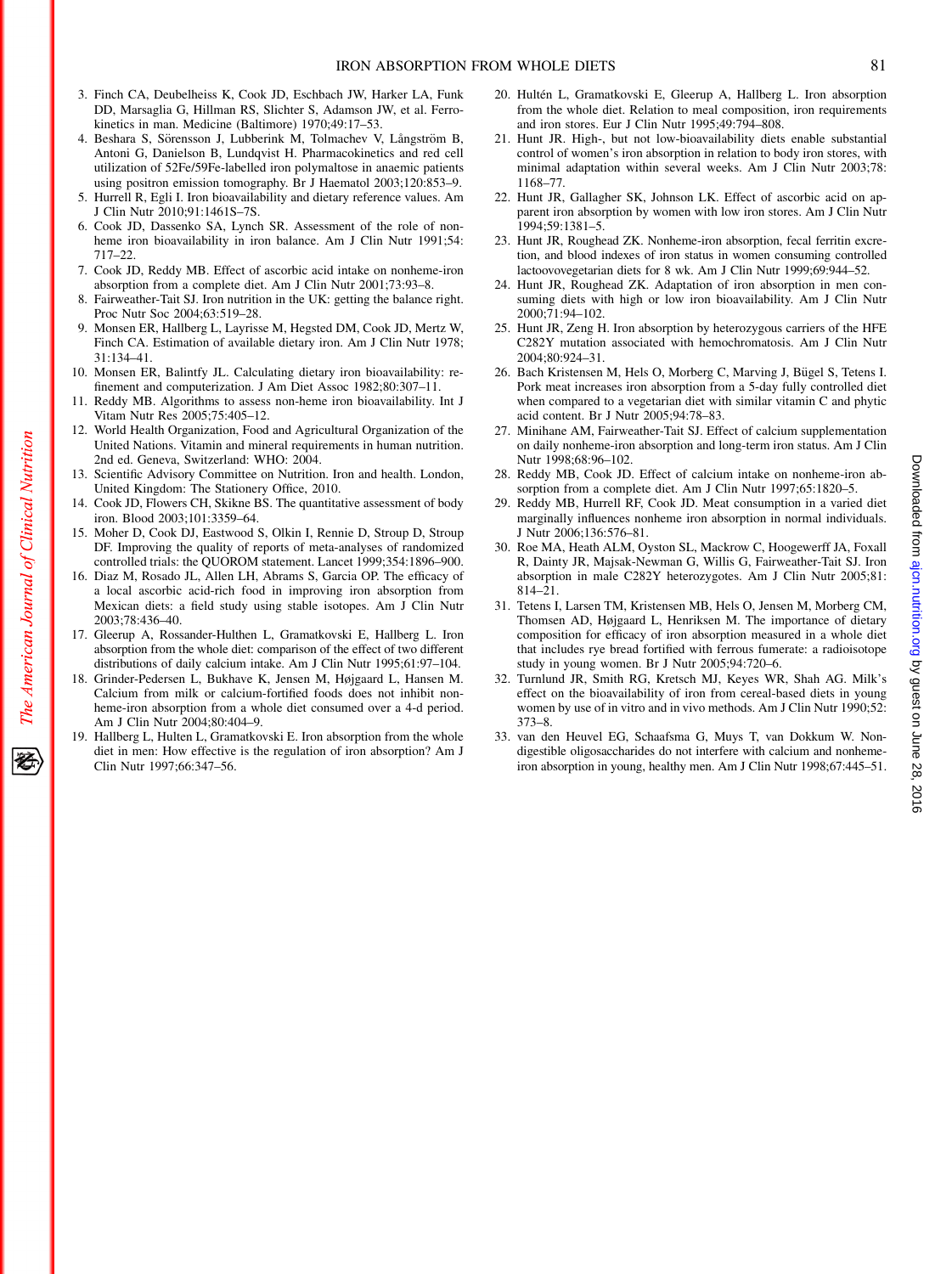3. Finch CA, Deubelheiss K, Cook JD, Eschbach JW, Harker LA, Funk DD, Marsaglia G, Hillman RS, Slichter S, Adamson JW, et al. Ferrokinetics in man. Medicine (Baltimore) 1970;49:17–53.
4. Beshara S, Sörensson J, Lubberink M, Tolmachev V, Långström B, Antoni G, Danielson B, Lundqvist H. Pharmacokinetics and red cell utilization of 52Fe/59Fe-labelled iron polymaltose in anaemic patients using positron emission tomography. Br J Haematol 2003;120:853–9.
5. Hurrell R, Egli I. Iron bioavailability and dietary reference values. Am J Clin Nutr 2010;91:1461S–7S.
6. Cook JD, Dassenko SA, Lynch SR. Assessment of the role of nonheme iron bioavailability in iron balance. Am J Clin Nutr 1991;54:717–22.
7. Cook JD, Reddy MB. Effect of ascorbic acid intake on nonheme-iron absorption from a complete diet. Am J Clin Nutr 2001;73:93–8.
8. Fairweather-Tait SJ. Iron nutrition in the UK: getting the balance right. Proc Nutr Soc 2004;63:519–28.
9. Monsen ER, Hallberg L, Layrisse M, Hegsted DM, Cook JD, Mertz W, Finch CA. Estimation of available dietary iron. Am J Clin Nutr 1978;31:134–41.
10. Monsen ER, Balintfy JL. Calculating dietary iron bioavailability: refinement and computerization. J Am Diet Assoc 1982;80:307–11.
11. Reddy MB. Algorithms to assess non-heme iron bioavailability. Int J Vitam Nutr Res 2005;75:405–12.
12. World Health Organization, Food and Agricultural Organization of the United Nations. Vitamin and mineral requirements in human nutrition. 2nd ed. Geneva, Switzerland: WHO: 2004.
13. Scientific Advisory Committee on Nutrition. Iron and health. London, United Kingdom: The Stationery Office, 2010.
14. Cook JD, Flowers CH, Skikne BS. The quantitative assessment of body iron. Blood 2003;101:3359–64.
15. Moher D, Cook DJ, Eastwood S, Olkin I, Rennie D, Stroup DF. Improving the quality of reports of meta-analyses of randomized controlled trials: the QUOROM statement. Lancet 1999;354:1896–900.
16. Diaz M, Rosado JL, Allen LH, Abrams S, Garcia OP. The efficacy of a local ascorbic acid-rich food in improving iron absorption from Mexican diets: a field study using stable isotopes. Am J Clin Nutr 2003;78:436–40.
17. Gleerup A, Rossander-Hulthen L, Gramatkovski E, Hallberg L. Iron absorption from the whole diet: comparison of the effect of two different distributions of daily calcium intake. Am J Clin Nutr 1995;61:97–104.
18. Grinder-Pedersen L, Bukhave K, Jensen M, Højgaard L, Hansen M. Calcium from milk or calcium-fortified foods does not inhibit nonheme-iron absorption from a whole diet consumed over a 4-d period. Am J Clin Nutr 2004;80:404–9.
19. Hallberg L, Hulten L, Gramatkovski E. Iron absorption from the whole diet in men: How effective is the regulation of iron absorption? Am J Clin Nutr 1997;66:347–56.
20. Hultén L, Gramatkovski E, Gleerup A, Hallberg L. Iron absorption from the whole diet. Relation to meal composition, iron requirements and iron stores. Eur J Clin Nutr 1995;49:794–808.
21. Hunt JR. High-, but not low-bioavailability diets enable substantial control of women's iron absorption in relation to body iron stores, with minimal adaptation within several weeks. Am J Clin Nutr 2003;78:1168–77.
22. Hunt JR, Gallagher SK, Johnson LK. Effect of ascorbic acid on apparent iron absorption by women with low iron stores. Am J Clin Nutr 1994;59:1381–5.
23. Hunt JR, Roughead ZK. Nonheme-iron absorption, fecal ferritin excretion, and blood indexes of iron status in women consuming controlled lactoovovegetarian diets for 8 wk. Am J Clin Nutr 1999;69:944–52.
24. Hunt JR, Roughead ZK. Adaptation of iron absorption in men consuming diets with high or low iron bioavailability. Am J Clin Nutr 2000;71:94–102.
25. Hunt JR, Zeng H. Iron absorption by heterozygous carriers of the HFE C282Y mutation associated with hemochromatosis. Am J Clin Nutr 2004;80:924–31.
26. Bach Kristensen M, Hels O, Morberg C, Marving J, Bügel S, Tetens I. Pork meat increases iron absorption from a 5-day fully controlled diet when compared to a vegetarian diet with similar vitamin C and phytic acid content. Br J Nutr 2005;94:78–83.
27. Minihane AM, Fairweather-Tait SJ. Effect of calcium supplementation on daily nonheme-iron absorption and long-term iron status. Am J Clin Nutr 1998;68:96–102.
28. Reddy MB, Cook JD. Effect of calcium intake on nonheme-iron absorption from a complete diet. Am J Clin Nutr 1997;65:1820–5.
29. Reddy MB, Hurrell RF, Cook JD. Meat consumption in a varied diet marginally influences nonheme iron absorption in normal individuals. J Nutr 2006;136:576–81.
30. Roe MA, Heath ALM, Oyston SL, Mackrow C, Hoogewerff JA, Foxall R, Dainty JR, Majsak-Newman G, Willis G, Fairweather-Tait SJ. Iron absorption in male C282Y heterozygotes. Am J Clin Nutr 2005;81:814–21.
31. Tetens I, Larsen TM, Kristensen MB, Hels O, Jensen M, Morberg CM, Thomsen AD, Højgaard L, Henriksen M. The importance of dietary composition for efficacy of iron absorption measured in a whole diet that includes rye bread fortified with ferrous fumerate: a radioisotope study in young women. Br J Nutr 2005;94:720–6.
32. Turnlund JR, Smith RG, Kretsch MJ, Keyes WR, Shah AG. Milk's effect on the bioavailability of iron from cereal-based diets in young women by use of in vitro and in vivo methods. Am J Clin Nutr 1990;52:373–8.
33. van den Heuvel EG, Schaafsma G, Muys T, van Dokkum W. Nondigestible oligosaccharides do not interfere with calcium and nonheme-iron absorption in young, healthy men. Am J Clin Nutr 1998;67:445–51.